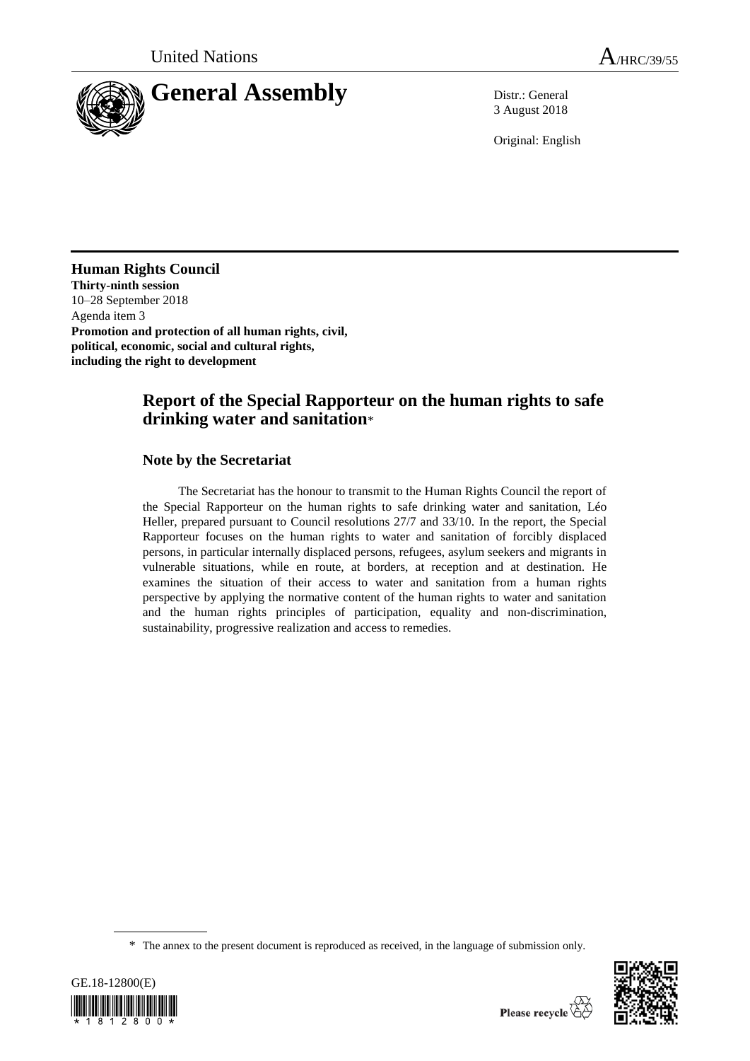United Nations A/HRC/39/55

# General Assembly

Distr.: General
3 August 2018

Original: English

**Human Rights Council**
**Thirty-ninth session**
10–28 September 2018
Agenda item 3
**Promotion and protection of all human rights, civil, political, economic, social and cultural rights, including the right to development**

## Report of the Special Rapporteur on the human rights to safe drinking water and sanitation*

### Note by the Secretariat

The Secretariat has the honour to transmit to the Human Rights Council the report of the Special Rapporteur on the human rights to safe drinking water and sanitation, Léo Heller, prepared pursuant to Council resolutions 27/7 and 33/10. In the report, the Special Rapporteur focuses on the human rights to water and sanitation of forcibly displaced persons, in particular internally displaced persons, refugees, asylum seekers and migrants in vulnerable situations, while en route, at borders, at reception and at destination. He examines the situation of their access to water and sanitation from a human rights perspective by applying the normative content of the human rights to water and sanitation and the human rights principles of participation, equality and non-discrimination, sustainability, progressive realization and access to remedies.

* The annex to the present document is reproduced as received, in the language of submission only.

GE.18-12800(E)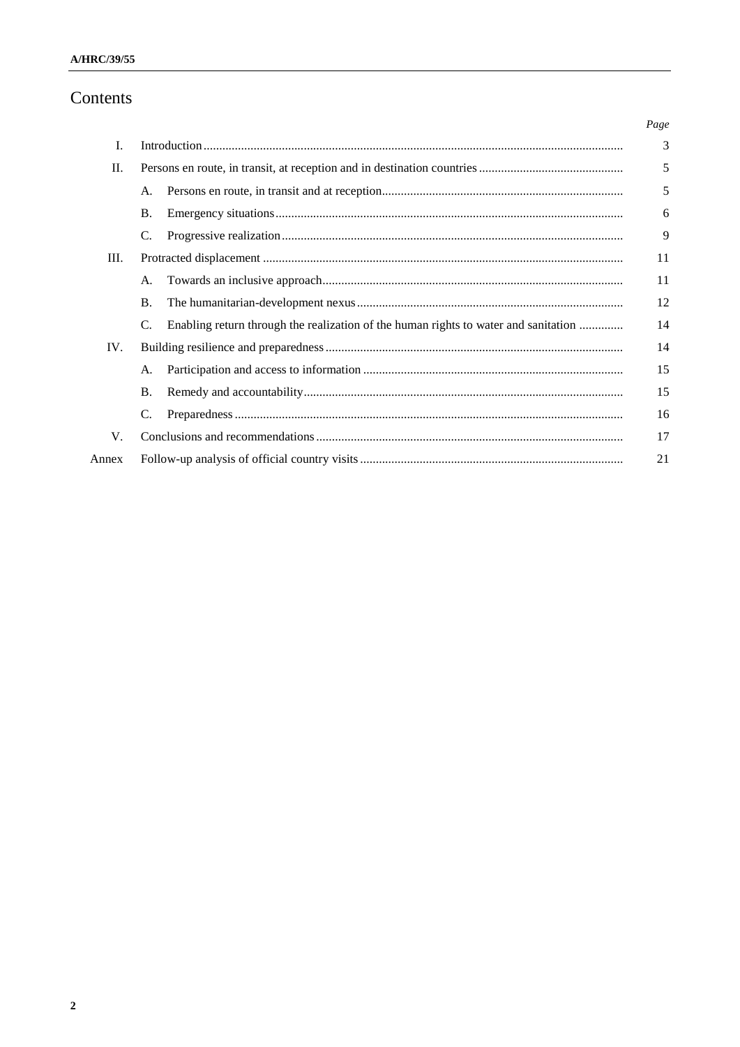# Contents

| | | Page |
|---|---|---|
| I. | Introduction | 3 |
| II. | Persons en route, in transit, at reception and in destination countries | 5 |
| | A. Persons en route, in transit and at reception | 5 |
| | B. Emergency situations | 6 |
| | C. Progressive realization | 9 |
| III. | Protracted displacement | 11 |
| | A. Towards an inclusive approach | 11 |
| | B. The humanitarian-development nexus | 12 |
| | C. Enabling return through the realization of the human rights to water and sanitation | 14 |
| IV. | Building resilience and preparedness | 14 |
| | A. Participation and access to information | 15 |
| | B. Remedy and accountability | 15 |
| | C. Preparedness | 16 |
| V. | Conclusions and recommendations | 17 |
| Annex | Follow-up analysis of official country visits | 21 |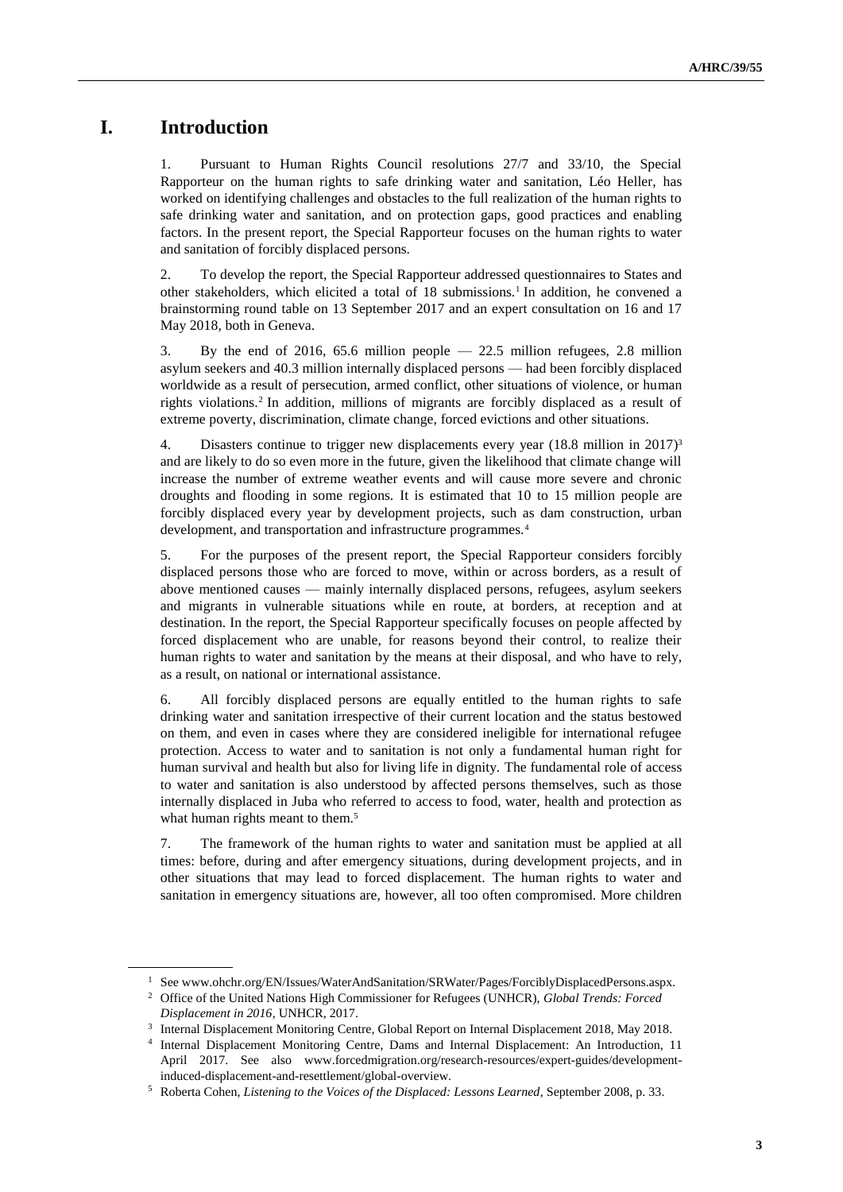# I. Introduction

1. Pursuant to Human Rights Council resolutions 27/7 and 33/10, the Special Rapporteur on the human rights to safe drinking water and sanitation, Léo Heller, has worked on identifying challenges and obstacles to the full realization of the human rights to safe drinking water and sanitation, and on protection gaps, good practices and enabling factors. In the present report, the Special Rapporteur focuses on the human rights to water and sanitation of forcibly displaced persons.

2. To develop the report, the Special Rapporteur addressed questionnaires to States and other stakeholders, which elicited a total of 18 submissions.[1] In addition, he convened a brainstorming round table on 13 September 2017 and an expert consultation on 16 and 17 May 2018, both in Geneva.

3. By the end of 2016, 65.6 million people — 22.5 million refugees, 2.8 million asylum seekers and 40.3 million internally displaced persons — had been forcibly displaced worldwide as a result of persecution, armed conflict, other situations of violence, or human rights violations.[2] In addition, millions of migrants are forcibly displaced as a result of extreme poverty, discrimination, climate change, forced evictions and other situations.

4. Disasters continue to trigger new displacements every year (18.8 million in 2017)[3] and are likely to do so even more in the future, given the likelihood that climate change will increase the number of extreme weather events and will cause more severe and chronic droughts and flooding in some regions. It is estimated that 10 to 15 million people are forcibly displaced every year by development projects, such as dam construction, urban development, and transportation and infrastructure programmes.[4]

5. For the purposes of the present report, the Special Rapporteur considers forcibly displaced persons those who are forced to move, within or across borders, as a result of above mentioned causes — mainly internally displaced persons, refugees, asylum seekers and migrants in vulnerable situations while en route, at borders, at reception and at destination. In the report, the Special Rapporteur specifically focuses on people affected by forced displacement who are unable, for reasons beyond their control, to realize their human rights to water and sanitation by the means at their disposal, and who have to rely, as a result, on national or international assistance.

6. All forcibly displaced persons are equally entitled to the human rights to safe drinking water and sanitation irrespective of their current location and the status bestowed on them, and even in cases where they are considered ineligible for international refugee protection. Access to water and to sanitation is not only a fundamental human right for human survival and health but also for living life in dignity. The fundamental role of access to water and sanitation is also understood by affected persons themselves, such as those internally displaced in Juba who referred to access to food, water, health and protection as what human rights meant to them.[5]

7. The framework of the human rights to water and sanitation must be applied at all times: before, during and after emergency situations, during development projects, and in other situations that may lead to forced displacement. The human rights to water and sanitation in emergency situations are, however, all too often compromised. More children

---

[1] See www.ohchr.org/EN/Issues/WaterAndSanitation/SRWater/Pages/ForciblyDisplacedPersons.aspx.

[2] Office of the United Nations High Commissioner for Refugees (UNHCR), *Global Trends: Forced Displacement in 2016*, UNHCR, 2017.

[3] Internal Displacement Monitoring Centre, Global Report on Internal Displacement 2018, May 2018.

[4] Internal Displacement Monitoring Centre, Dams and Internal Displacement: An Introduction, 11 April 2017. See also www.forcedmigration.org/research-resources/expert-guides/development-induced-displacement-and-resettlement/global-overview.

[5] Roberta Cohen, *Listening to the Voices of the Displaced: Lessons Learned*, September 2008, p. 33.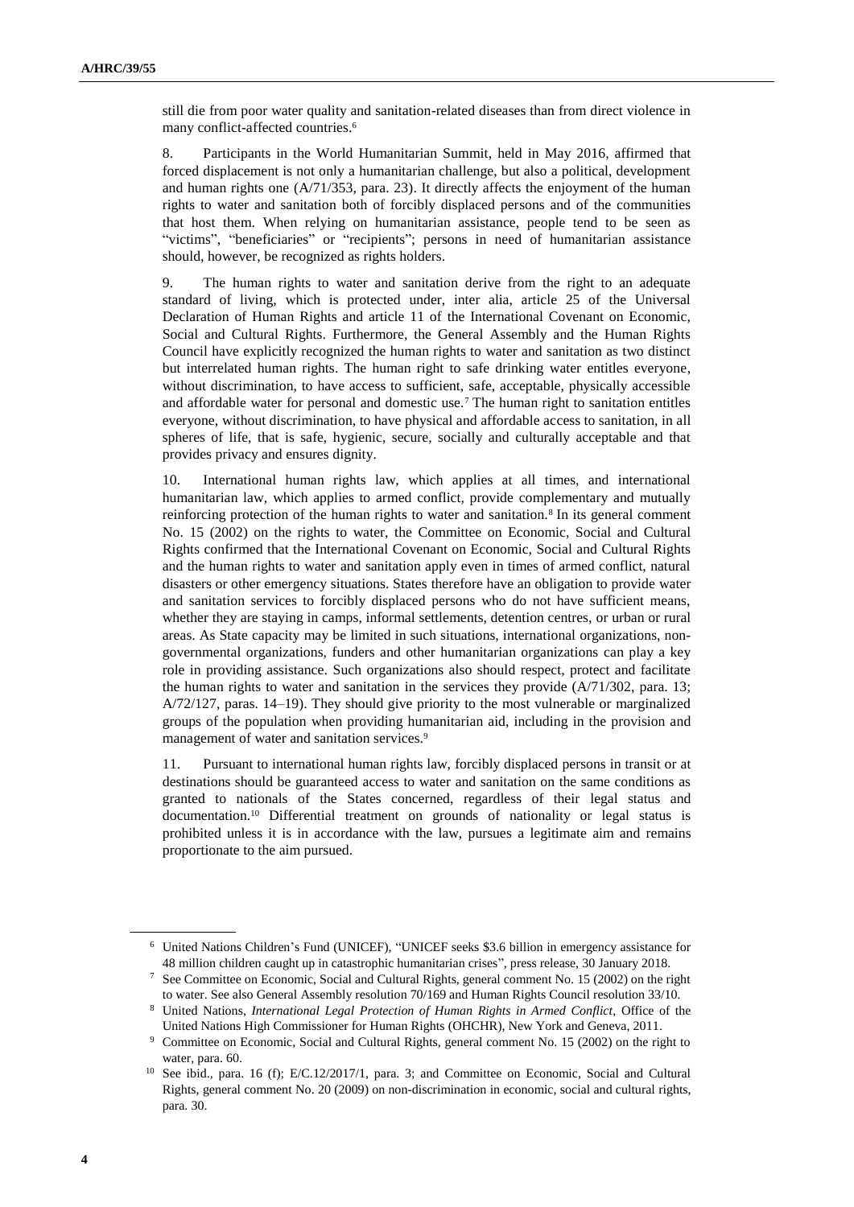still die from poor water quality and sanitation-related diseases than from direct violence in many conflict-affected countries.[6]

8. Participants in the World Humanitarian Summit, held in May 2016, affirmed that forced displacement is not only a humanitarian challenge, but also a political, development and human rights one (A/71/353, para. 23). It directly affects the enjoyment of the human rights to water and sanitation both of forcibly displaced persons and of the communities that host them. When relying on humanitarian assistance, people tend to be seen as "victims", "beneficiaries" or "recipients"; persons in need of humanitarian assistance should, however, be recognized as rights holders.

9. The human rights to water and sanitation derive from the right to an adequate standard of living, which is protected under, inter alia, article 25 of the Universal Declaration of Human Rights and article 11 of the International Covenant on Economic, Social and Cultural Rights. Furthermore, the General Assembly and the Human Rights Council have explicitly recognized the human rights to water and sanitation as two distinct but interrelated human rights. The human right to safe drinking water entitles everyone, without discrimination, to have access to sufficient, safe, acceptable, physically accessible and affordable water for personal and domestic use.[7] The human right to sanitation entitles everyone, without discrimination, to have physical and affordable access to sanitation, in all spheres of life, that is safe, hygienic, secure, socially and culturally acceptable and that provides privacy and ensures dignity.

10. International human rights law, which applies at all times, and international humanitarian law, which applies to armed conflict, provide complementary and mutually reinforcing protection of the human rights to water and sanitation.[8] In its general comment No. 15 (2002) on the rights to water, the Committee on Economic, Social and Cultural Rights confirmed that the International Covenant on Economic, Social and Cultural Rights and the human rights to water and sanitation apply even in times of armed conflict, natural disasters or other emergency situations. States therefore have an obligation to provide water and sanitation services to forcibly displaced persons who do not have sufficient means, whether they are staying in camps, informal settlements, detention centres, or urban or rural areas. As State capacity may be limited in such situations, international organizations, non-governmental organizations, funders and other humanitarian organizations can play a key role in providing assistance. Such organizations also should respect, protect and facilitate the human rights to water and sanitation in the services they provide (A/71/302, para. 13; A/72/127, paras. 14–19). They should give priority to the most vulnerable or marginalized groups of the population when providing humanitarian aid, including in the provision and management of water and sanitation services.[9]

11. Pursuant to international human rights law, forcibly displaced persons in transit or at destinations should be guaranteed access to water and sanitation on the same conditions as granted to nationals of the States concerned, regardless of their legal status and documentation.[10] Differential treatment on grounds of nationality or legal status is prohibited unless it is in accordance with the law, pursues a legitimate aim and remains proportionate to the aim pursued.

---

[6] United Nations Children's Fund (UNICEF), "UNICEF seeks $3.6 billion in emergency assistance for 48 million children caught up in catastrophic humanitarian crises", press release, 30 January 2018.

[7] See Committee on Economic, Social and Cultural Rights, general comment No. 15 (2002) on the right to water. See also General Assembly resolution 70/169 and Human Rights Council resolution 33/10.

[8] United Nations, *International Legal Protection of Human Rights in Armed Conflict*, Office of the United Nations High Commissioner for Human Rights (OHCHR), New York and Geneva, 2011.

[9] Committee on Economic, Social and Cultural Rights, general comment No. 15 (2002) on the right to water, para. 60.

[10] See ibid., para. 16 (f); E/C.12/2017/1, para. 3; and Committee on Economic, Social and Cultural Rights, general comment No. 20 (2009) on non-discrimination in economic, social and cultural rights, para. 30.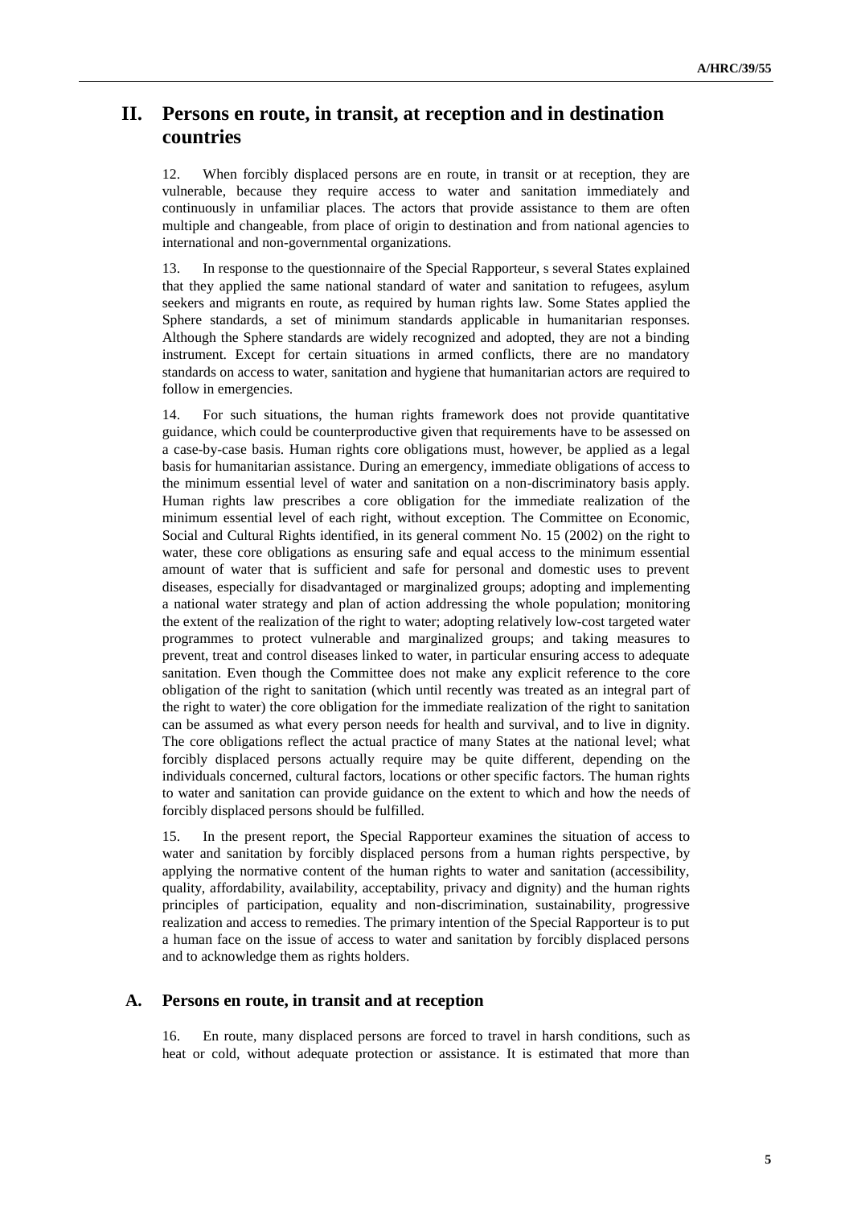# II. Persons en route, in transit, at reception and in destination countries

12. When forcibly displaced persons are en route, in transit or at reception, they are vulnerable, because they require access to water and sanitation immediately and continuously in unfamiliar places. The actors that provide assistance to them are often multiple and changeable, from place of origin to destination and from national agencies to international and non-governmental organizations.

13. In response to the questionnaire of the Special Rapporteur, s several States explained that they applied the same national standard of water and sanitation to refugees, asylum seekers and migrants en route, as required by human rights law. Some States applied the Sphere standards, a set of minimum standards applicable in humanitarian responses. Although the Sphere standards are widely recognized and adopted, they are not a binding instrument. Except for certain situations in armed conflicts, there are no mandatory standards on access to water, sanitation and hygiene that humanitarian actors are required to follow in emergencies.

14. For such situations, the human rights framework does not provide quantitative guidance, which could be counterproductive given that requirements have to be assessed on a case-by-case basis. Human rights core obligations must, however, be applied as a legal basis for humanitarian assistance. During an emergency, immediate obligations of access to the minimum essential level of water and sanitation on a non-discriminatory basis apply. Human rights law prescribes a core obligation for the immediate realization of the minimum essential level of each right, without exception. The Committee on Economic, Social and Cultural Rights identified, in its general comment No. 15 (2002) on the right to water, these core obligations as ensuring safe and equal access to the minimum essential amount of water that is sufficient and safe for personal and domestic uses to prevent diseases, especially for disadvantaged or marginalized groups; adopting and implementing a national water strategy and plan of action addressing the whole population; monitoring the extent of the realization of the right to water; adopting relatively low-cost targeted water programmes to protect vulnerable and marginalized groups; and taking measures to prevent, treat and control diseases linked to water, in particular ensuring access to adequate sanitation. Even though the Committee does not make any explicit reference to the core obligation of the right to sanitation (which until recently was treated as an integral part of the right to water) the core obligation for the immediate realization of the right to sanitation can be assumed as what every person needs for health and survival, and to live in dignity. The core obligations reflect the actual practice of many States at the national level; what forcibly displaced persons actually require may be quite different, depending on the individuals concerned, cultural factors, locations or other specific factors. The human rights to water and sanitation can provide guidance on the extent to which and how the needs of forcibly displaced persons should be fulfilled.

15. In the present report, the Special Rapporteur examines the situation of access to water and sanitation by forcibly displaced persons from a human rights perspective, by applying the normative content of the human rights to water and sanitation (accessibility, quality, affordability, availability, acceptability, privacy and dignity) and the human rights principles of participation, equality and non-discrimination, sustainability, progressive realization and access to remedies. The primary intention of the Special Rapporteur is to put a human face on the issue of access to water and sanitation by forcibly displaced persons and to acknowledge them as rights holders.

## A. Persons en route, in transit and at reception

16. En route, many displaced persons are forced to travel in harsh conditions, such as heat or cold, without adequate protection or assistance. It is estimated that more than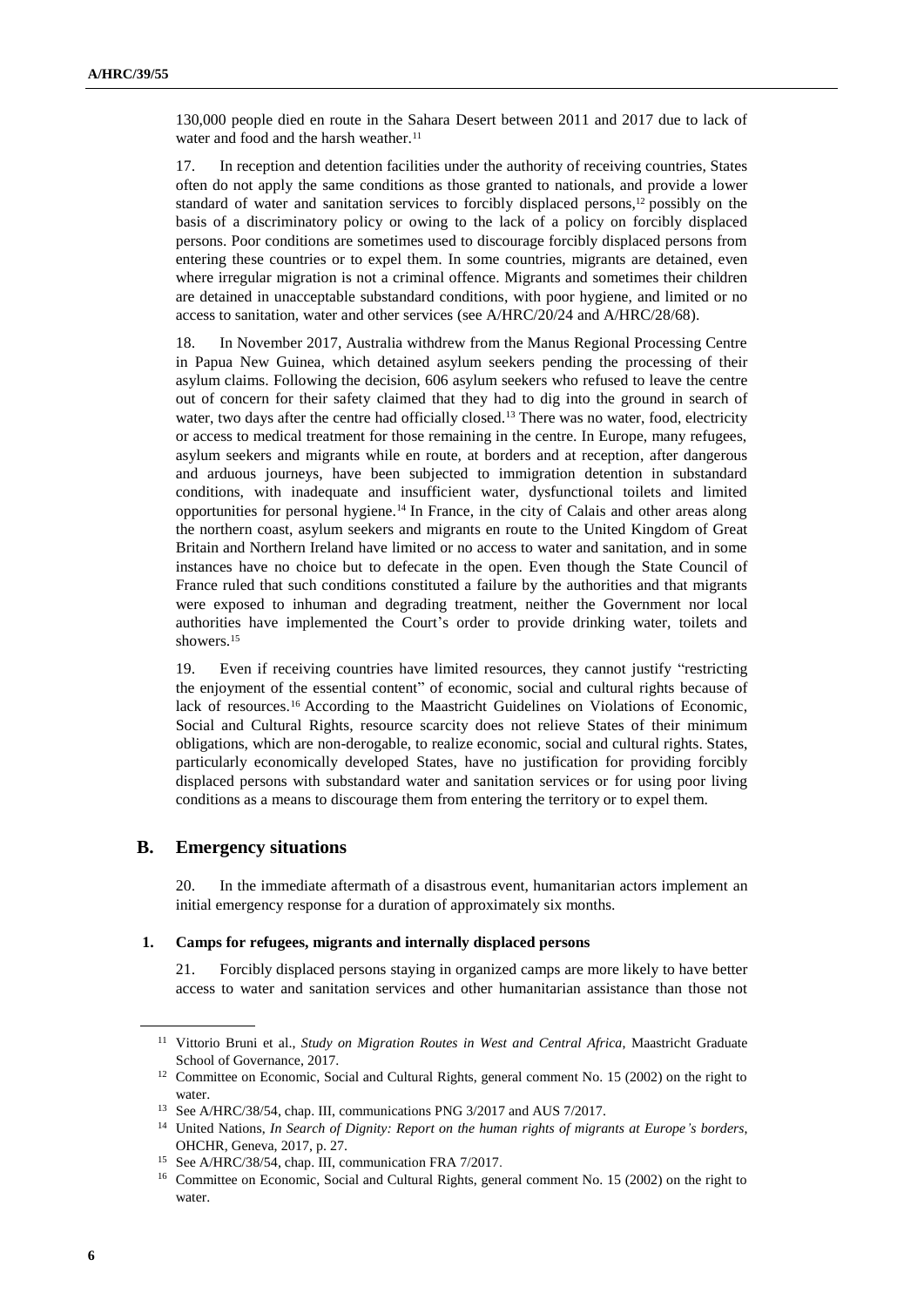130,000 people died en route in the Sahara Desert between 2011 and 2017 due to lack of water and food and the harsh weather.[11]

17. In reception and detention facilities under the authority of receiving countries, States often do not apply the same conditions as those granted to nationals, and provide a lower standard of water and sanitation services to forcibly displaced persons,[12] possibly on the basis of a discriminatory policy or owing to the lack of a policy on forcibly displaced persons. Poor conditions are sometimes used to discourage forcibly displaced persons from entering these countries or to expel them. In some countries, migrants are detained, even where irregular migration is not a criminal offence. Migrants and sometimes their children are detained in unacceptable substandard conditions, with poor hygiene, and limited or no access to sanitation, water and other services (see A/HRC/20/24 and A/HRC/28/68).

18. In November 2017, Australia withdrew from the Manus Regional Processing Centre in Papua New Guinea, which detained asylum seekers pending the processing of their asylum claims. Following the decision, 606 asylum seekers who refused to leave the centre out of concern for their safety claimed that they had to dig into the ground in search of water, two days after the centre had officially closed.[13] There was no water, food, electricity or access to medical treatment for those remaining in the centre. In Europe, many refugees, asylum seekers and migrants while en route, at borders and at reception, after dangerous and arduous journeys, have been subjected to immigration detention in substandard conditions, with inadequate and insufficient water, dysfunctional toilets and limited opportunities for personal hygiene.[14] In France, in the city of Calais and other areas along the northern coast, asylum seekers and migrants en route to the United Kingdom of Great Britain and Northern Ireland have limited or no access to water and sanitation, and in some instances have no choice but to defecate in the open. Even though the State Council of France ruled that such conditions constituted a failure by the authorities and that migrants were exposed to inhuman and degrading treatment, neither the Government nor local authorities have implemented the Court's order to provide drinking water, toilets and showers.[15]

19. Even if receiving countries have limited resources, they cannot justify "restricting the enjoyment of the essential content" of economic, social and cultural rights because of lack of resources.[16] According to the Maastricht Guidelines on Violations of Economic, Social and Cultural Rights, resource scarcity does not relieve States of their minimum obligations, which are non-derogable, to realize economic, social and cultural rights. States, particularly economically developed States, have no justification for providing forcibly displaced persons with substandard water and sanitation services or for using poor living conditions as a means to discourage them from entering the territory or to expel them.

## B. Emergency situations

20. In the immediate aftermath of a disastrous event, humanitarian actors implement an initial emergency response for a duration of approximately six months.

### 1. Camps for refugees, migrants and internally displaced persons

21. Forcibly displaced persons staying in organized camps are more likely to have better access to water and sanitation services and other humanitarian assistance than those not

---

[11] Vittorio Bruni et al., *Study on Migration Routes in West and Central Africa*, Maastricht Graduate School of Governance, 2017.

[12] Committee on Economic, Social and Cultural Rights, general comment No. 15 (2002) on the right to water.

[13] See A/HRC/38/54, chap. III, communications PNG 3/2017 and AUS 7/2017.

[14] United Nations, *In Search of Dignity: Report on the human rights of migrants at Europe's borders*, OHCHR, Geneva, 2017, p. 27.

[15] See A/HRC/38/54, chap. III, communication FRA 7/2017.

[16] Committee on Economic, Social and Cultural Rights, general comment No. 15 (2002) on the right to water.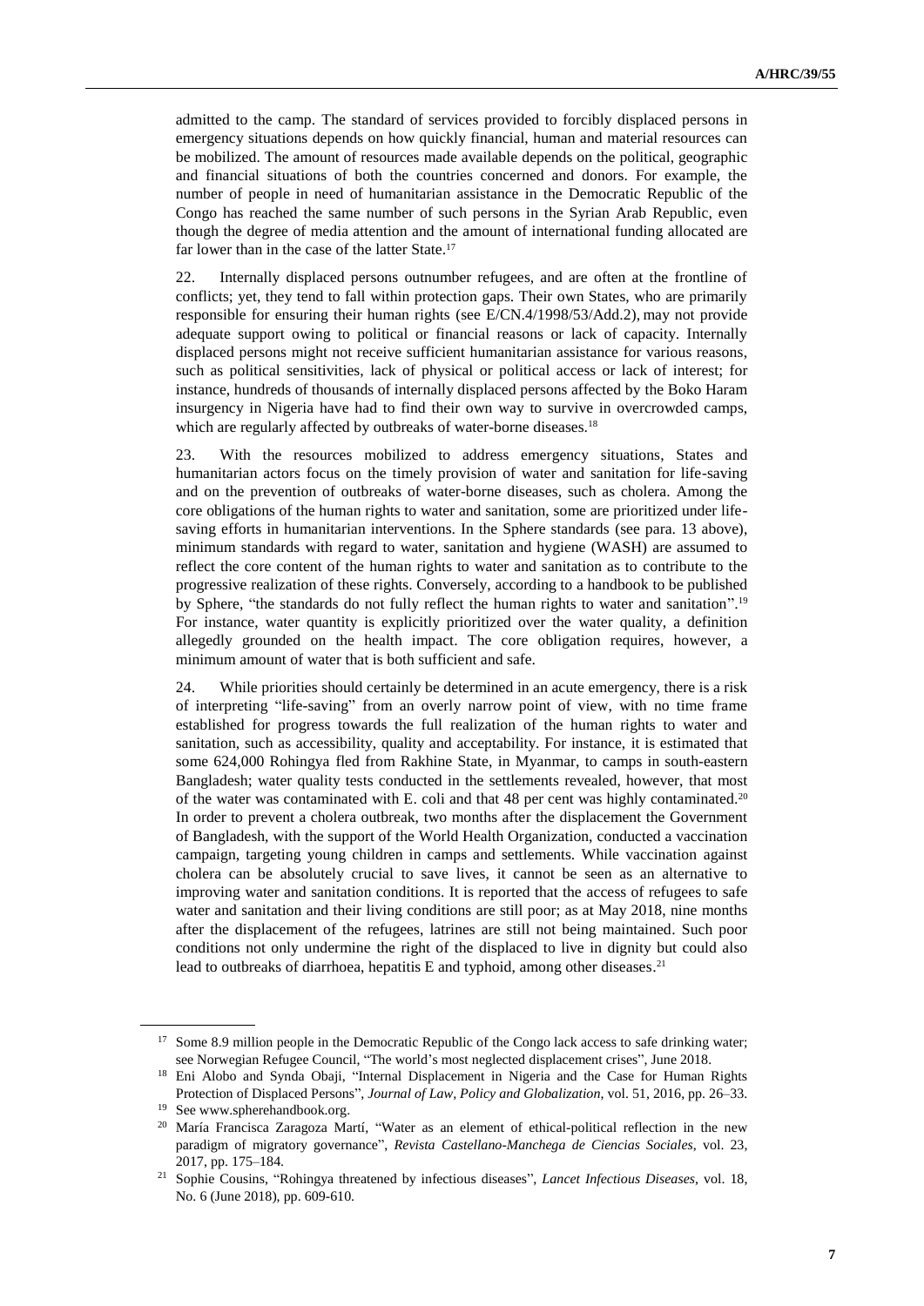admitted to the camp. The standard of services provided to forcibly displaced persons in emergency situations depends on how quickly financial, human and material resources can be mobilized. The amount of resources made available depends on the political, geographic and financial situations of both the countries concerned and donors. For example, the number of people in need of humanitarian assistance in the Democratic Republic of the Congo has reached the same number of such persons in the Syrian Arab Republic, even though the degree of media attention and the amount of international funding allocated are far lower than in the case of the latter State.[17]

22. Internally displaced persons outnumber refugees, and are often at the frontline of conflicts; yet, they tend to fall within protection gaps. Their own States, who are primarily responsible for ensuring their human rights (see E/CN.4/1998/53/Add.2), may not provide adequate support owing to political or financial reasons or lack of capacity. Internally displaced persons might not receive sufficient humanitarian assistance for various reasons, such as political sensitivities, lack of physical or political access or lack of interest; for instance, hundreds of thousands of internally displaced persons affected by the Boko Haram insurgency in Nigeria have had to find their own way to survive in overcrowded camps, which are regularly affected by outbreaks of water-borne diseases.[18]

23. With the resources mobilized to address emergency situations, States and humanitarian actors focus on the timely provision of water and sanitation for life-saving and on the prevention of outbreaks of water-borne diseases, such as cholera. Among the core obligations of the human rights to water and sanitation, some are prioritized under life-saving efforts in humanitarian interventions. In the Sphere standards (see para. 13 above), minimum standards with regard to water, sanitation and hygiene (WASH) are assumed to reflect the core content of the human rights to water and sanitation as to contribute to the progressive realization of these rights. Conversely, according to a handbook to be published by Sphere, "the standards do not fully reflect the human rights to water and sanitation".[19] For instance, water quantity is explicitly prioritized over the water quality, a definition allegedly grounded on the health impact. The core obligation requires, however, a minimum amount of water that is both sufficient and safe.

24. While priorities should certainly be determined in an acute emergency, there is a risk of interpreting "life-saving" from an overly narrow point of view, with no time frame established for progress towards the full realization of the human rights to water and sanitation, such as accessibility, quality and acceptability. For instance, it is estimated that some 624,000 Rohingya fled from Rakhine State, in Myanmar, to camps in south-eastern Bangladesh; water quality tests conducted in the settlements revealed, however, that most of the water was contaminated with E. coli and that 48 per cent was highly contaminated.[20] In order to prevent a cholera outbreak, two months after the displacement the Government of Bangladesh, with the support of the World Health Organization, conducted a vaccination campaign, targeting young children in camps and settlements. While vaccination against cholera can be absolutely crucial to save lives, it cannot be seen as an alternative to improving water and sanitation conditions. It is reported that the access of refugees to safe water and sanitation and their living conditions are still poor; as at May 2018, nine months after the displacement of the refugees, latrines are still not being maintained. Such poor conditions not only undermine the right of the displaced to live in dignity but could also lead to outbreaks of diarrhoea, hepatitis E and typhoid, among other diseases.[21]

---

[17] Some 8.9 million people in the Democratic Republic of the Congo lack access to safe drinking water; see Norwegian Refugee Council, "The world's most neglected displacement crises", June 2018.

[18] Eni Alobo and Synda Obaji, "Internal Displacement in Nigeria and the Case for Human Rights Protection of Displaced Persons", *Journal of Law, Policy and Globalization*, vol. 51, 2016, pp. 26–33.

[19] See www.spherehandbook.org.

[20] María Francisca Zaragoza Martí, "Water as an element of ethical-political reflection in the new paradigm of migratory governance", *Revista Castellano-Manchega de Ciencias Sociales*, vol. 23, 2017, pp. 175–184.

[21] Sophie Cousins, "Rohingya threatened by infectious diseases", *Lancet Infectious Diseases*, vol. 18, No. 6 (June 2018), pp. 609-610.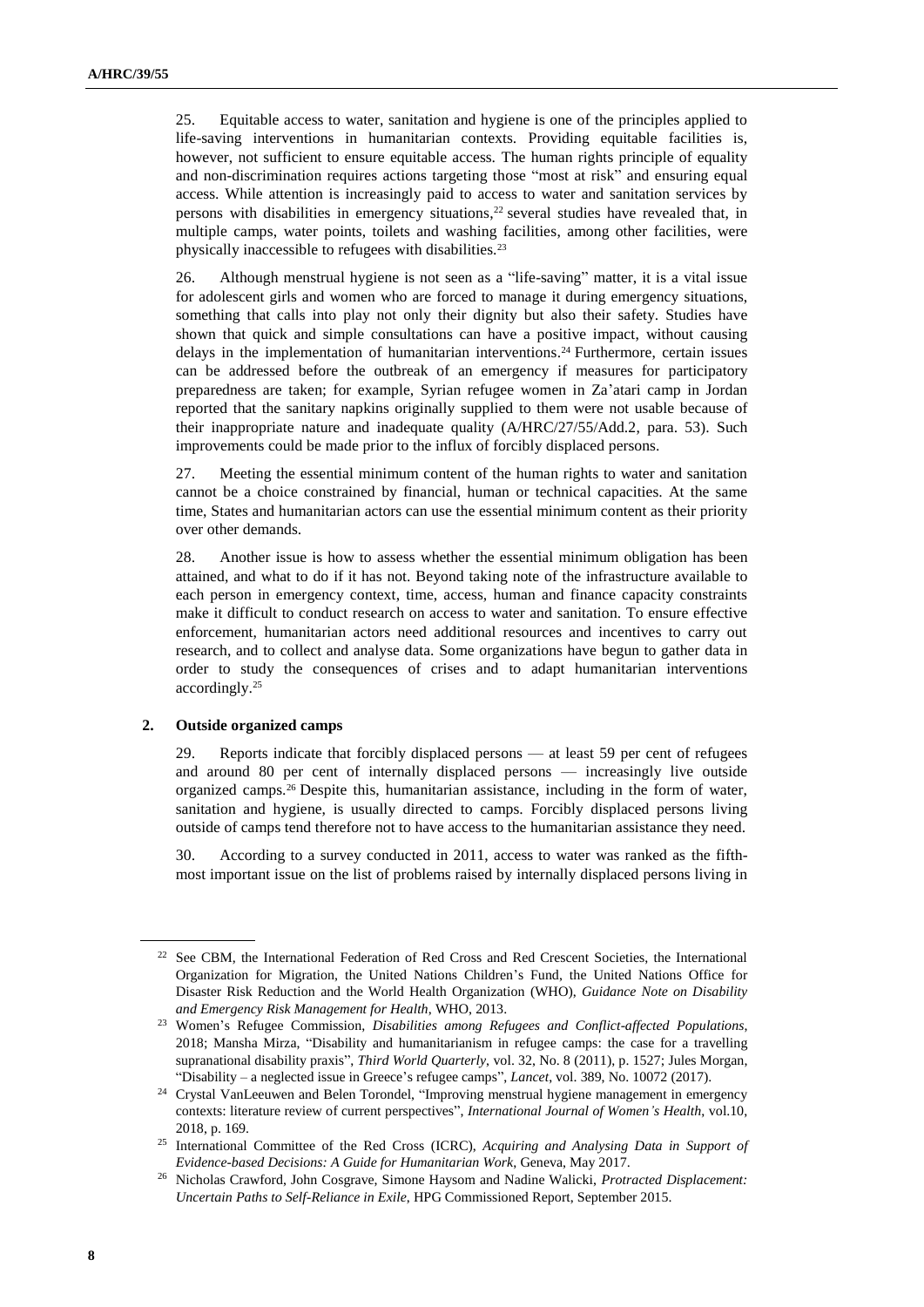25. Equitable access to water, sanitation and hygiene is one of the principles applied to life-saving interventions in humanitarian contexts. Providing equitable facilities is, however, not sufficient to ensure equitable access. The human rights principle of equality and non-discrimination requires actions targeting those "most at risk" and ensuring equal access. While attention is increasingly paid to access to water and sanitation services by persons with disabilities in emergency situations,[22] several studies have revealed that, in multiple camps, water points, toilets and washing facilities, among other facilities, were physically inaccessible to refugees with disabilities.[23]

26. Although menstrual hygiene is not seen as a "life-saving" matter, it is a vital issue for adolescent girls and women who are forced to manage it during emergency situations, something that calls into play not only their dignity but also their safety. Studies have shown that quick and simple consultations can have a positive impact, without causing delays in the implementation of humanitarian interventions.[24] Furthermore, certain issues can be addressed before the outbreak of an emergency if measures for participatory preparedness are taken; for example, Syrian refugee women in Za'atari camp in Jordan reported that the sanitary napkins originally supplied to them were not usable because of their inappropriate nature and inadequate quality (A/HRC/27/55/Add.2, para. 53). Such improvements could be made prior to the influx of forcibly displaced persons.

27. Meeting the essential minimum content of the human rights to water and sanitation cannot be a choice constrained by financial, human or technical capacities. At the same time, States and humanitarian actors can use the essential minimum content as their priority over other demands.

28. Another issue is how to assess whether the essential minimum obligation has been attained, and what to do if it has not. Beyond taking note of the infrastructure available to each person in emergency context, time, access, human and finance capacity constraints make it difficult to conduct research on access to water and sanitation. To ensure effective enforcement, humanitarian actors need additional resources and incentives to carry out research, and to collect and analyse data. Some organizations have begun to gather data in order to study the consequences of crises and to adapt humanitarian interventions accordingly.[25]

### 2. Outside organized camps

29. Reports indicate that forcibly displaced persons — at least 59 per cent of refugees and around 80 per cent of internally displaced persons — increasingly live outside organized camps.[26] Despite this, humanitarian assistance, including in the form of water, sanitation and hygiene, is usually directed to camps. Forcibly displaced persons living outside of camps tend therefore not to have access to the humanitarian assistance they need.

30. According to a survey conducted in 2011, access to water was ranked as the fifth-most important issue on the list of problems raised by internally displaced persons living in

---

[22] See CBM, the International Federation of Red Cross and Red Crescent Societies, the International Organization for Migration, the United Nations Children's Fund, the United Nations Office for Disaster Risk Reduction and the World Health Organization (WHO), *Guidance Note on Disability and Emergency Risk Management for Health*, WHO, 2013.

[23] Women's Refugee Commission, *Disabilities among Refugees and Conflict-affected Populations*, 2018; Mansha Mirza, "Disability and humanitarianism in refugee camps: the case for a travelling supranational disability praxis", *Third World Quarterly*, vol. 32, No. 8 (2011), p. 1527; Jules Morgan, "Disability – a neglected issue in Greece's refugee camps", *Lancet*, vol. 389, No. 10072 (2017).

[24] Crystal VanLeeuwen and Belen Torondel, "Improving menstrual hygiene management in emergency contexts: literature review of current perspectives", *International Journal of Women's Health*, vol.10, 2018, p. 169.

[25] International Committee of the Red Cross (ICRC), *Acquiring and Analysing Data in Support of Evidence-based Decisions: A Guide for Humanitarian Work*, Geneva, May 2017.

[26] Nicholas Crawford, John Cosgrave, Simone Haysom and Nadine Walicki, *Protracted Displacement: Uncertain Paths to Self-Reliance in Exile*, HPG Commissioned Report, September 2015.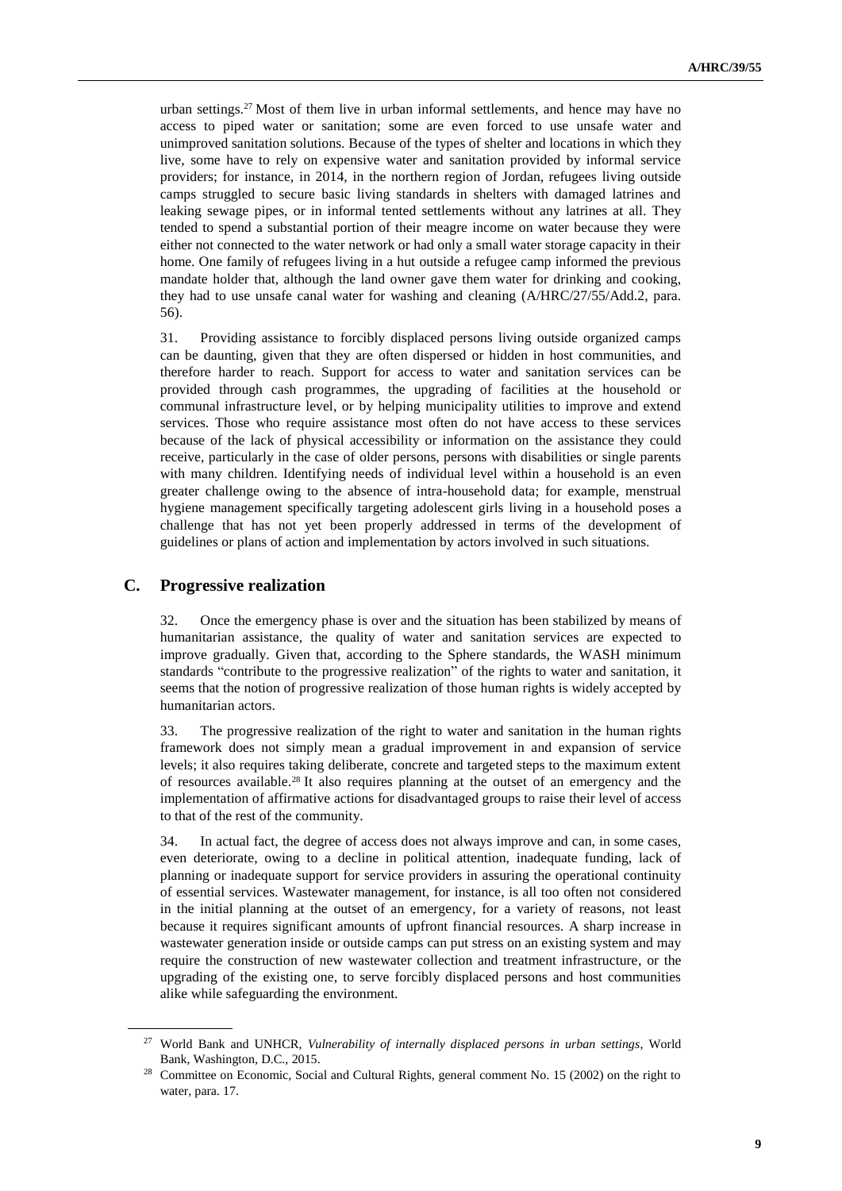urban settings.[27] Most of them live in urban informal settlements, and hence may have no access to piped water or sanitation; some are even forced to use unsafe water and unimproved sanitation solutions. Because of the types of shelter and locations in which they live, some have to rely on expensive water and sanitation provided by informal service providers; for instance, in 2014, in the northern region of Jordan, refugees living outside camps struggled to secure basic living standards in shelters with damaged latrines and leaking sewage pipes, or in informal tented settlements without any latrines at all. They tended to spend a substantial portion of their meagre income on water because they were either not connected to the water network or had only a small water storage capacity in their home. One family of refugees living in a hut outside a refugee camp informed the previous mandate holder that, although the land owner gave them water for drinking and cooking, they had to use unsafe canal water for washing and cleaning (A/HRC/27/55/Add.2, para. 56).

31. Providing assistance to forcibly displaced persons living outside organized camps can be daunting, given that they are often dispersed or hidden in host communities, and therefore harder to reach. Support for access to water and sanitation services can be provided through cash programmes, the upgrading of facilities at the household or communal infrastructure level, or by helping municipality utilities to improve and extend services. Those who require assistance most often do not have access to these services because of the lack of physical accessibility or information on the assistance they could receive, particularly in the case of older persons, persons with disabilities or single parents with many children. Identifying needs of individual level within a household is an even greater challenge owing to the absence of intra-household data; for example, menstrual hygiene management specifically targeting adolescent girls living in a household poses a challenge that has not yet been properly addressed in terms of the development of guidelines or plans of action and implementation by actors involved in such situations.

## C. Progressive realization

32. Once the emergency phase is over and the situation has been stabilized by means of humanitarian assistance, the quality of water and sanitation services are expected to improve gradually. Given that, according to the Sphere standards, the WASH minimum standards "contribute to the progressive realization" of the rights to water and sanitation, it seems that the notion of progressive realization of those human rights is widely accepted by humanitarian actors.

33. The progressive realization of the right to water and sanitation in the human rights framework does not simply mean a gradual improvement in and expansion of service levels; it also requires taking deliberate, concrete and targeted steps to the maximum extent of resources available.[28] It also requires planning at the outset of an emergency and the implementation of affirmative actions for disadvantaged groups to raise their level of access to that of the rest of the community.

34. In actual fact, the degree of access does not always improve and can, in some cases, even deteriorate, owing to a decline in political attention, inadequate funding, lack of planning or inadequate support for service providers in assuring the operational continuity of essential services. Wastewater management, for instance, is all too often not considered in the initial planning at the outset of an emergency, for a variety of reasons, not least because it requires significant amounts of upfront financial resources. A sharp increase in wastewater generation inside or outside camps can put stress on an existing system and may require the construction of new wastewater collection and treatment infrastructure, or the upgrading of the existing one, to serve forcibly displaced persons and host communities alike while safeguarding the environment.

---

[27] World Bank and UNHCR, *Vulnerability of internally displaced persons in urban settings*, World Bank, Washington, D.C., 2015.

[28] Committee on Economic, Social and Cultural Rights, general comment No. 15 (2002) on the right to water, para. 17.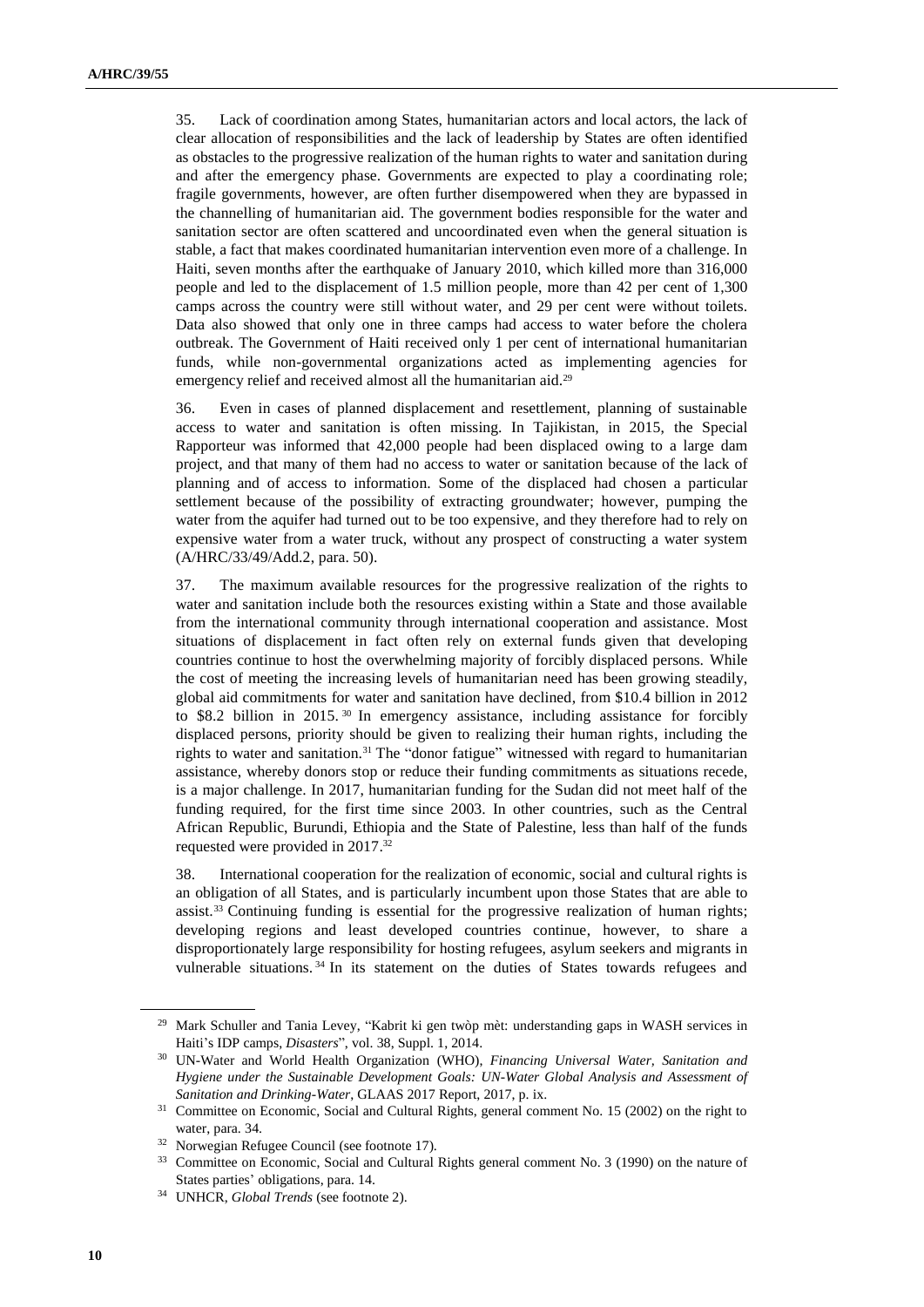35. Lack of coordination among States, humanitarian actors and local actors, the lack of clear allocation of responsibilities and the lack of leadership by States are often identified as obstacles to the progressive realization of the human rights to water and sanitation during and after the emergency phase. Governments are expected to play a coordinating role; fragile governments, however, are often further disempowered when they are bypassed in the channelling of humanitarian aid. The government bodies responsible for the water and sanitation sector are often scattered and uncoordinated even when the general situation is stable, a fact that makes coordinated humanitarian intervention even more of a challenge. In Haiti, seven months after the earthquake of January 2010, which killed more than 316,000 people and led to the displacement of 1.5 million people, more than 42 per cent of 1,300 camps across the country were still without water, and 29 per cent were without toilets. Data also showed that only one in three camps had access to water before the cholera outbreak. The Government of Haiti received only 1 per cent of international humanitarian funds, while non-governmental organizations acted as implementing agencies for emergency relief and received almost all the humanitarian aid.[29]

36. Even in cases of planned displacement and resettlement, planning of sustainable access to water and sanitation is often missing. In Tajikistan, in 2015, the Special Rapporteur was informed that 42,000 people had been displaced owing to a large dam project, and that many of them had no access to water or sanitation because of the lack of planning and of access to information. Some of the displaced had chosen a particular settlement because of the possibility of extracting groundwater; however, pumping the water from the aquifer had turned out to be too expensive, and they therefore had to rely on expensive water from a water truck, without any prospect of constructing a water system (A/HRC/33/49/Add.2, para. 50).

37. The maximum available resources for the progressive realization of the rights to water and sanitation include both the resources existing within a State and those available from the international community through international cooperation and assistance. Most situations of displacement in fact often rely on external funds given that developing countries continue to host the overwhelming majority of forcibly displaced persons. While the cost of meeting the increasing levels of humanitarian need has been growing steadily, global aid commitments for water and sanitation have declined, from $10.4 billion in 2012 to $8.2 billion in 2015.[30] In emergency assistance, including assistance for forcibly displaced persons, priority should be given to realizing their human rights, including the rights to water and sanitation.[31] The "donor fatigue" witnessed with regard to humanitarian assistance, whereby donors stop or reduce their funding commitments as situations recede, is a major challenge. In 2017, humanitarian funding for the Sudan did not meet half of the funding required, for the first time since 2003. In other countries, such as the Central African Republic, Burundi, Ethiopia and the State of Palestine, less than half of the funds requested were provided in 2017.[32]

38. International cooperation for the realization of economic, social and cultural rights is an obligation of all States, and is particularly incumbent upon those States that are able to assist.[33] Continuing funding is essential for the progressive realization of human rights; developing regions and least developed countries continue, however, to share a disproportionately large responsibility for hosting refugees, asylum seekers and migrants in vulnerable situations.[34] In its statement on the duties of States towards refugees and

---

[29] Mark Schuller and Tania Levey, "Kabrit ki gen twòp mèt: understanding gaps in WASH services in Haiti's IDP camps, *Disasters*", vol. 38, Suppl. 1, 2014.

[30] UN-Water and World Health Organization (WHO), *Financing Universal Water, Sanitation and Hygiene under the Sustainable Development Goals: UN-Water Global Analysis and Assessment of Sanitation and Drinking-Water*, GLAAS 2017 Report, 2017, p. ix.

[31] Committee on Economic, Social and Cultural Rights, general comment No. 15 (2002) on the right to water, para. 34.

[32] Norwegian Refugee Council (see footnote 17).

[33] Committee on Economic, Social and Cultural Rights general comment No. 3 (1990) on the nature of States parties' obligations, para. 14.

[34] UNHCR, *Global Trends* (see footnote 2).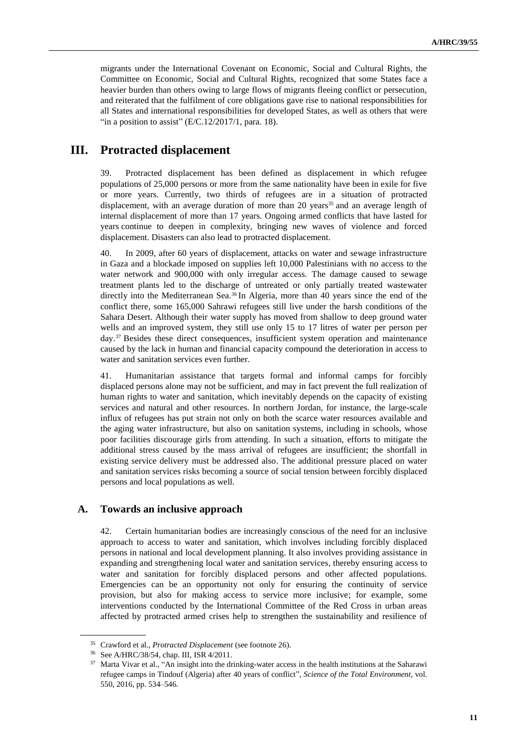migrants under the International Covenant on Economic, Social and Cultural Rights, the Committee on Economic, Social and Cultural Rights, recognized that some States face a heavier burden than others owing to large flows of migrants fleeing conflict or persecution, and reiterated that the fulfilment of core obligations gave rise to national responsibilities for all States and international responsibilities for developed States, as well as others that were "in a position to assist" (E/C.12/2017/1, para. 18).

# III. Protracted displacement

39. Protracted displacement has been defined as displacement in which refugee populations of 25,000 persons or more from the same nationality have been in exile for five or more years. Currently, two thirds of refugees are in a situation of protracted displacement, with an average duration of more than 20 years[35] and an average length of internal displacement of more than 17 years. Ongoing armed conflicts that have lasted for years continue to deepen in complexity, bringing new waves of violence and forced displacement. Disasters can also lead to protracted displacement.

40. In 2009, after 60 years of displacement, attacks on water and sewage infrastructure in Gaza and a blockade imposed on supplies left 10,000 Palestinians with no access to the water network and 900,000 with only irregular access. The damage caused to sewage treatment plants led to the discharge of untreated or only partially treated wastewater directly into the Mediterranean Sea.[36] In Algeria, more than 40 years since the end of the conflict there, some 165,000 Sahrawi refugees still live under the harsh conditions of the Sahara Desert. Although their water supply has moved from shallow to deep ground water wells and an improved system, they still use only 15 to 17 litres of water per person per day.[37] Besides these direct consequences, insufficient system operation and maintenance caused by the lack in human and financial capacity compound the deterioration in access to water and sanitation services even further.

41. Humanitarian assistance that targets formal and informal camps for forcibly displaced persons alone may not be sufficient, and may in fact prevent the full realization of human rights to water and sanitation, which inevitably depends on the capacity of existing services and natural and other resources. In northern Jordan, for instance, the large-scale influx of refugees has put strain not only on both the scarce water resources available and the aging water infrastructure, but also on sanitation systems, including in schools, whose poor facilities discourage girls from attending. In such a situation, efforts to mitigate the additional stress caused by the mass arrival of refugees are insufficient; the shortfall in existing service delivery must be addressed also. The additional pressure placed on water and sanitation services risks becoming a source of social tension between forcibly displaced persons and local populations as well.

## A. Towards an inclusive approach

42. Certain humanitarian bodies are increasingly conscious of the need for an inclusive approach to access to water and sanitation, which involves including forcibly displaced persons in national and local development planning. It also involves providing assistance in expanding and strengthening local water and sanitation services, thereby ensuring access to water and sanitation for forcibly displaced persons and other affected populations. Emergencies can be an opportunity not only for ensuring the continuity of service provision, but also for making access to service more inclusive; for example, some interventions conducted by the International Committee of the Red Cross in urban areas affected by protracted armed crises help to strengthen the sustainability and resilience of

---

[35] Crawford et al., *Protracted Displacement* (see footnote 26).

[36] See A/HRC/38/54, chap. III, ISR 4/2011.

[37] Marta Vivar et al., "An insight into the drinking-water access in the health institutions at the Saharawi refugee camps in Tindouf (Algeria) after 40 years of conflict", *Science of the Total Environment*, vol. 550, 2016, pp. 534–546.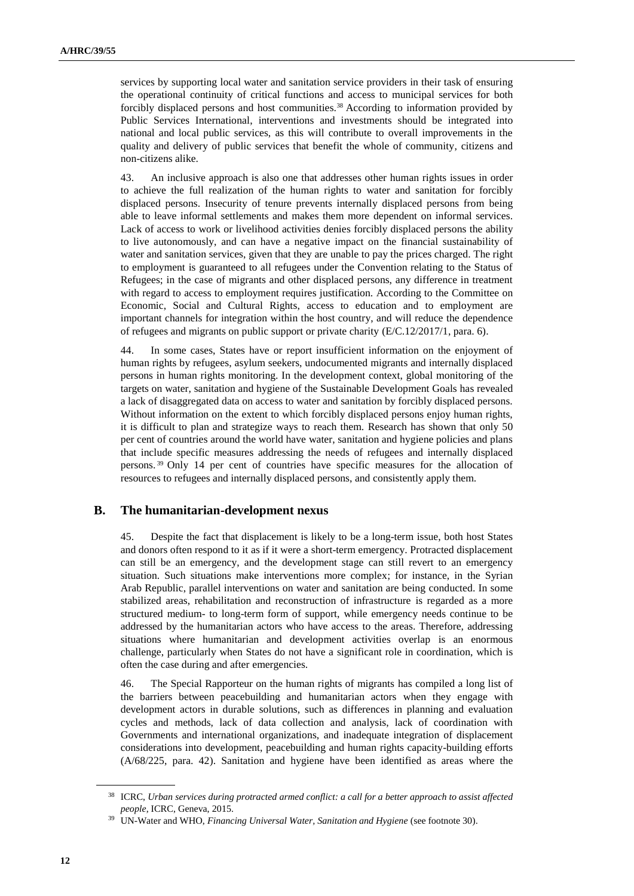services by supporting local water and sanitation service providers in their task of ensuring the operational continuity of critical functions and access to municipal services for both forcibly displaced persons and host communities.[38] According to information provided by Public Services International, interventions and investments should be integrated into national and local public services, as this will contribute to overall improvements in the quality and delivery of public services that benefit the whole of community, citizens and non-citizens alike.

43. An inclusive approach is also one that addresses other human rights issues in order to achieve the full realization of the human rights to water and sanitation for forcibly displaced persons. Insecurity of tenure prevents internally displaced persons from being able to leave informal settlements and makes them more dependent on informal services. Lack of access to work or livelihood activities denies forcibly displaced persons the ability to live autonomously, and can have a negative impact on the financial sustainability of water and sanitation services, given that they are unable to pay the prices charged. The right to employment is guaranteed to all refugees under the Convention relating to the Status of Refugees; in the case of migrants and other displaced persons, any difference in treatment with regard to access to employment requires justification. According to the Committee on Economic, Social and Cultural Rights, access to education and to employment are important channels for integration within the host country, and will reduce the dependence of refugees and migrants on public support or private charity (E/C.12/2017/1, para. 6).

44. In some cases, States have or report insufficient information on the enjoyment of human rights by refugees, asylum seekers, undocumented migrants and internally displaced persons in human rights monitoring. In the development context, global monitoring of the targets on water, sanitation and hygiene of the Sustainable Development Goals has revealed a lack of disaggregated data on access to water and sanitation by forcibly displaced persons. Without information on the extent to which forcibly displaced persons enjoy human rights, it is difficult to plan and strategize ways to reach them. Research has shown that only 50 per cent of countries around the world have water, sanitation and hygiene policies and plans that include specific measures addressing the needs of refugees and internally displaced persons.[39] Only 14 per cent of countries have specific measures for the allocation of resources to refugees and internally displaced persons, and consistently apply them.

## B. The humanitarian-development nexus

45. Despite the fact that displacement is likely to be a long-term issue, both host States and donors often respond to it as if it were a short-term emergency. Protracted displacement can still be an emergency, and the development stage can still revert to an emergency situation. Such situations make interventions more complex; for instance, in the Syrian Arab Republic, parallel interventions on water and sanitation are being conducted. In some stabilized areas, rehabilitation and reconstruction of infrastructure is regarded as a more structured medium- to long-term form of support, while emergency needs continue to be addressed by the humanitarian actors who have access to the areas. Therefore, addressing situations where humanitarian and development activities overlap is an enormous challenge, particularly when States do not have a significant role in coordination, which is often the case during and after emergencies.

46. The Special Rapporteur on the human rights of migrants has compiled a long list of the barriers between peacebuilding and humanitarian actors when they engage with development actors in durable solutions, such as differences in planning and evaluation cycles and methods, lack of data collection and analysis, lack of coordination with Governments and international organizations, and inadequate integration of displacement considerations into development, peacebuilding and human rights capacity-building efforts (A/68/225, para. 42). Sanitation and hygiene have been identified as areas where the

[38] ICRC, *Urban services during protracted armed conflict: a call for a better approach to assist affected people*, ICRC, Geneva, 2015.

[39] UN-Water and WHO, *Financing Universal Water, Sanitation and Hygiene* (see footnote 30).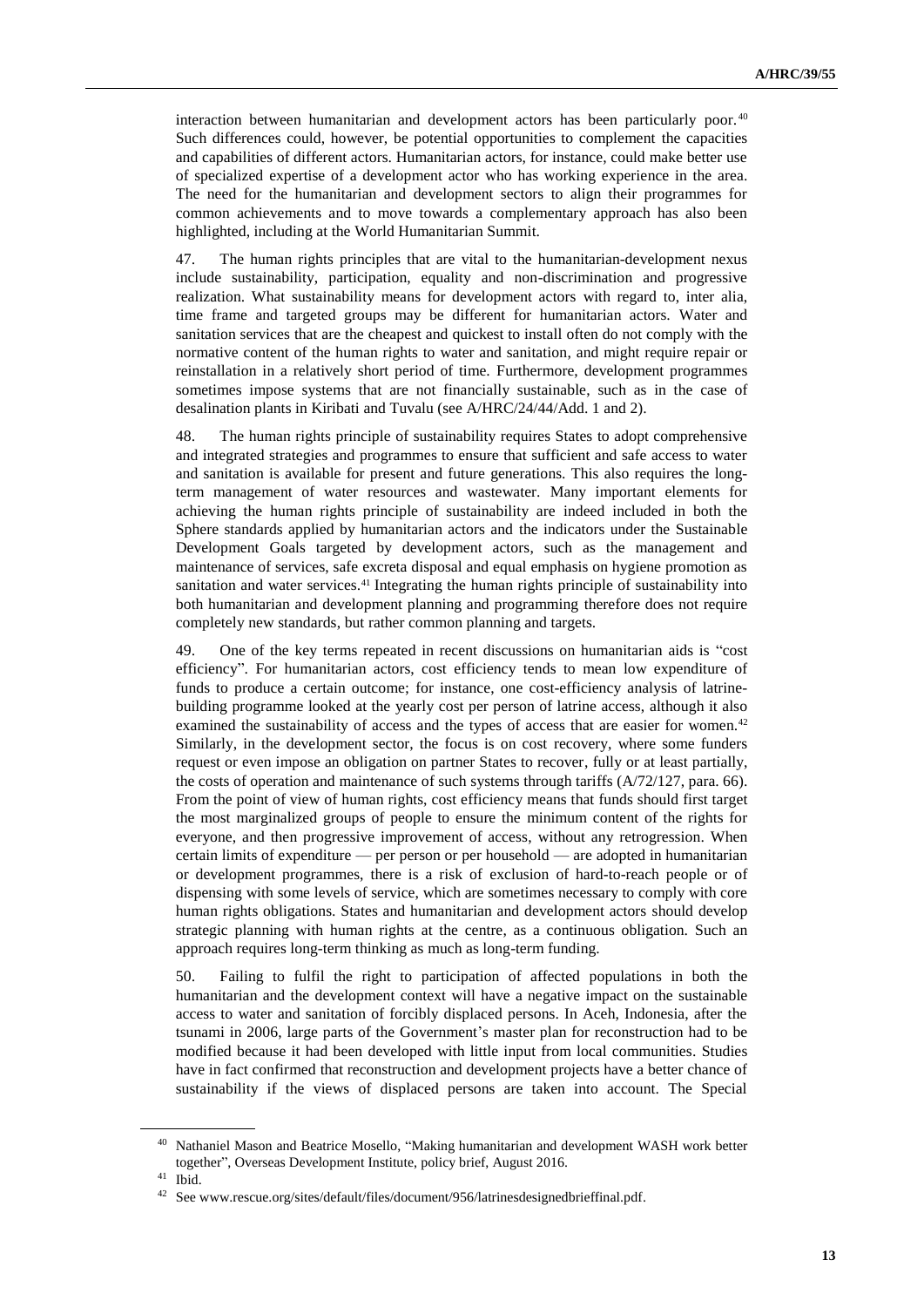interaction between humanitarian and development actors has been particularly poor.[40] Such differences could, however, be potential opportunities to complement the capacities and capabilities of different actors. Humanitarian actors, for instance, could make better use of specialized expertise of a development actor who has working experience in the area. The need for the humanitarian and development sectors to align their programmes for common achievements and to move towards a complementary approach has also been highlighted, including at the World Humanitarian Summit.

47. The human rights principles that are vital to the humanitarian-development nexus include sustainability, participation, equality and non-discrimination and progressive realization. What sustainability means for development actors with regard to, inter alia, time frame and targeted groups may be different for humanitarian actors. Water and sanitation services that are the cheapest and quickest to install often do not comply with the normative content of the human rights to water and sanitation, and might require repair or reinstallation in a relatively short period of time. Furthermore, development programmes sometimes impose systems that are not financially sustainable, such as in the case of desalination plants in Kiribati and Tuvalu (see A/HRC/24/44/Add. 1 and 2).

48. The human rights principle of sustainability requires States to adopt comprehensive and integrated strategies and programmes to ensure that sufficient and safe access to water and sanitation is available for present and future generations. This also requires the long-term management of water resources and wastewater. Many important elements for achieving the human rights principle of sustainability are indeed included in both the Sphere standards applied by humanitarian actors and the indicators under the Sustainable Development Goals targeted by development actors, such as the management and maintenance of services, safe excreta disposal and equal emphasis on hygiene promotion as sanitation and water services.[41] Integrating the human rights principle of sustainability into both humanitarian and development planning and programming therefore does not require completely new standards, but rather common planning and targets.

49. One of the key terms repeated in recent discussions on humanitarian aids is "cost efficiency". For humanitarian actors, cost efficiency tends to mean low expenditure of funds to produce a certain outcome; for instance, one cost-efficiency analysis of latrine-building programme looked at the yearly cost per person of latrine access, although it also examined the sustainability of access and the types of access that are easier for women.[42] Similarly, in the development sector, the focus is on cost recovery, where some funders request or even impose an obligation on partner States to recover, fully or at least partially, the costs of operation and maintenance of such systems through tariffs (A/72/127, para. 66). From the point of view of human rights, cost efficiency means that funds should first target the most marginalized groups of people to ensure the minimum content of the rights for everyone, and then progressive improvement of access, without any retrogression. When certain limits of expenditure — per person or per household — are adopted in humanitarian or development programmes, there is a risk of exclusion of hard-to-reach people or of dispensing with some levels of service, which are sometimes necessary to comply with core human rights obligations. States and humanitarian and development actors should develop strategic planning with human rights at the centre, as a continuous obligation. Such an approach requires long-term thinking as much as long-term funding.

50. Failing to fulfil the right to participation of affected populations in both the humanitarian and the development context will have a negative impact on the sustainable access to water and sanitation of forcibly displaced persons. In Aceh, Indonesia, after the tsunami in 2006, large parts of the Government's master plan for reconstruction had to be modified because it had been developed with little input from local communities. Studies have in fact confirmed that reconstruction and development projects have a better chance of sustainability if the views of displaced persons are taken into account. The Special

---

[40] Nathaniel Mason and Beatrice Mosello, "Making humanitarian and development WASH work better together", Overseas Development Institute, policy brief, August 2016.

[41] Ibid.

[42] See www.rescue.org/sites/default/files/document/956/latrinesdesignedbrieffinal.pdf.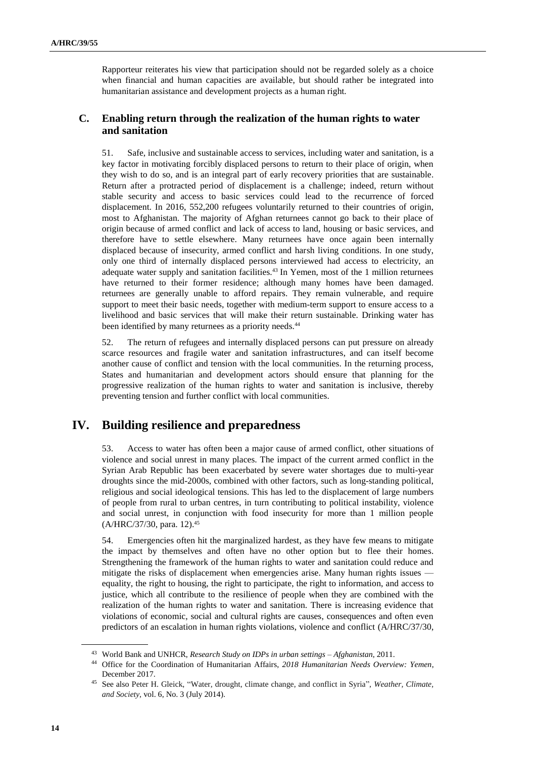Rapporteur reiterates his view that participation should not be regarded solely as a choice when financial and human capacities are available, but should rather be integrated into humanitarian assistance and development projects as a human right.

### C. Enabling return through the realization of the human rights to water and sanitation

51. Safe, inclusive and sustainable access to services, including water and sanitation, is a key factor in motivating forcibly displaced persons to return to their place of origin, when they wish to do so, and is an integral part of early recovery priorities that are sustainable. Return after a protracted period of displacement is a challenge; indeed, return without stable security and access to basic services could lead to the recurrence of forced displacement. In 2016, 552,200 refugees voluntarily returned to their countries of origin, most to Afghanistan. The majority of Afghan returnees cannot go back to their place of origin because of armed conflict and lack of access to land, housing or basic services, and therefore have to settle elsewhere. Many returnees have once again been internally displaced because of insecurity, armed conflict and harsh living conditions. In one study, only one third of internally displaced persons interviewed had access to electricity, an adequate water supply and sanitation facilities.[43] In Yemen, most of the 1 million returnees have returned to their former residence; although many homes have been damaged. returnees are generally unable to afford repairs. They remain vulnerable, and require support to meet their basic needs, together with medium-term support to ensure access to a livelihood and basic services that will make their return sustainable. Drinking water has been identified by many returnees as a priority needs.[44]

52. The return of refugees and internally displaced persons can put pressure on already scarce resources and fragile water and sanitation infrastructures, and can itself become another cause of conflict and tension with the local communities. In the returning process, States and humanitarian and development actors should ensure that planning for the progressive realization of the human rights to water and sanitation is inclusive, thereby preventing tension and further conflict with local communities.

## IV. Building resilience and preparedness

53. Access to water has often been a major cause of armed conflict, other situations of violence and social unrest in many places. The impact of the current armed conflict in the Syrian Arab Republic has been exacerbated by severe water shortages due to multi-year droughts since the mid-2000s, combined with other factors, such as long-standing political, religious and social ideological tensions. This has led to the displacement of large numbers of people from rural to urban centres, in turn contributing to political instability, violence and social unrest, in conjunction with food insecurity for more than 1 million people (A/HRC/37/30, para. 12).[45]

54. Emergencies often hit the marginalized hardest, as they have few means to mitigate the impact by themselves and often have no other option but to flee their homes. Strengthening the framework of the human rights to water and sanitation could reduce and mitigate the risks of displacement when emergencies arise. Many human rights issues — equality, the right to housing, the right to participate, the right to information, and access to justice, which all contribute to the resilience of people when they are combined with the realization of the human rights to water and sanitation. There is increasing evidence that violations of economic, social and cultural rights are causes, consequences and often even predictors of an escalation in human rights violations, violence and conflict (A/HRC/37/30,

---

[43] World Bank and UNHCR, *Research Study on IDPs in urban settings – Afghanistan*, 2011.

[44] Office for the Coordination of Humanitarian Affairs, *2018 Humanitarian Needs Overview: Yemen*, December 2017.

[45] See also Peter H. Gleick, "Water, drought, climate change, and conflict in Syria", *Weather, Climate, and Society*, vol. 6, No. 3 (July 2014).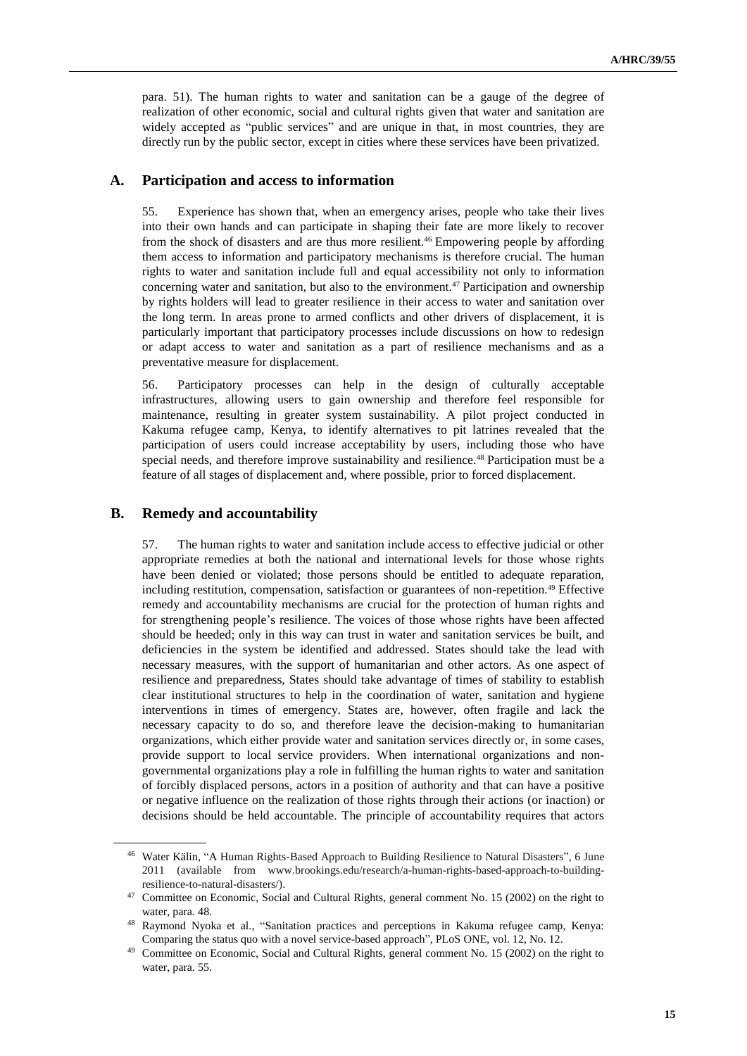para. 51). The human rights to water and sanitation can be a gauge of the degree of realization of other economic, social and cultural rights given that water and sanitation are widely accepted as "public services" and are unique in that, in most countries, they are directly run by the public sector, except in cities where these services have been privatized.

## A. Participation and access to information

55. Experience has shown that, when an emergency arises, people who take their lives into their own hands and can participate in shaping their fate are more likely to recover from the shock of disasters and are thus more resilient.[46] Empowering people by affording them access to information and participatory mechanisms is therefore crucial. The human rights to water and sanitation include full and equal accessibility not only to information concerning water and sanitation, but also to the environment.[47] Participation and ownership by rights holders will lead to greater resilience in their access to water and sanitation over the long term. In areas prone to armed conflicts and other drivers of displacement, it is particularly important that participatory processes include discussions on how to redesign or adapt access to water and sanitation as a part of resilience mechanisms and as a preventative measure for displacement.

56. Participatory processes can help in the design of culturally acceptable infrastructures, allowing users to gain ownership and therefore feel responsible for maintenance, resulting in greater system sustainability. A pilot project conducted in Kakuma refugee camp, Kenya, to identify alternatives to pit latrines revealed that the participation of users could increase acceptability by users, including those who have special needs, and therefore improve sustainability and resilience.[48] Participation must be a feature of all stages of displacement and, where possible, prior to forced displacement.

## B. Remedy and accountability

57. The human rights to water and sanitation include access to effective judicial or other appropriate remedies at both the national and international levels for those whose rights have been denied or violated; those persons should be entitled to adequate reparation, including restitution, compensation, satisfaction or guarantees of non-repetition.[49] Effective remedy and accountability mechanisms are crucial for the protection of human rights and for strengthening people's resilience. The voices of those whose rights have been affected should be heeded; only in this way can trust in water and sanitation services be built, and deficiencies in the system be identified and addressed. States should take the lead with necessary measures, with the support of humanitarian and other actors. As one aspect of resilience and preparedness, States should take advantage of times of stability to establish clear institutional structures to help in the coordination of water, sanitation and hygiene interventions in times of emergency. States are, however, often fragile and lack the necessary capacity to do so, and therefore leave the decision-making to humanitarian organizations, which either provide water and sanitation services directly or, in some cases, provide support to local service providers. When international organizations and non-governmental organizations play a role in fulfilling the human rights to water and sanitation of forcibly displaced persons, actors in a position of authority and that can have a positive or negative influence on the realization of those rights through their actions (or inaction) or decisions should be held accountable. The principle of accountability requires that actors

---

[46] Water Kälin, "A Human Rights-Based Approach to Building Resilience to Natural Disasters", 6 June 2011 (available from www.brookings.edu/research/a-human-rights-based-approach-to-building-resilience-to-natural-disasters/).

[47] Committee on Economic, Social and Cultural Rights, general comment No. 15 (2002) on the right to water, para. 48.

[48] Raymond Nyoka et al., "Sanitation practices and perceptions in Kakuma refugee camp, Kenya: Comparing the status quo with a novel service-based approach", PLoS ONE, vol. 12, No. 12.

[49] Committee on Economic, Social and Cultural Rights, general comment No. 15 (2002) on the right to water, para. 55.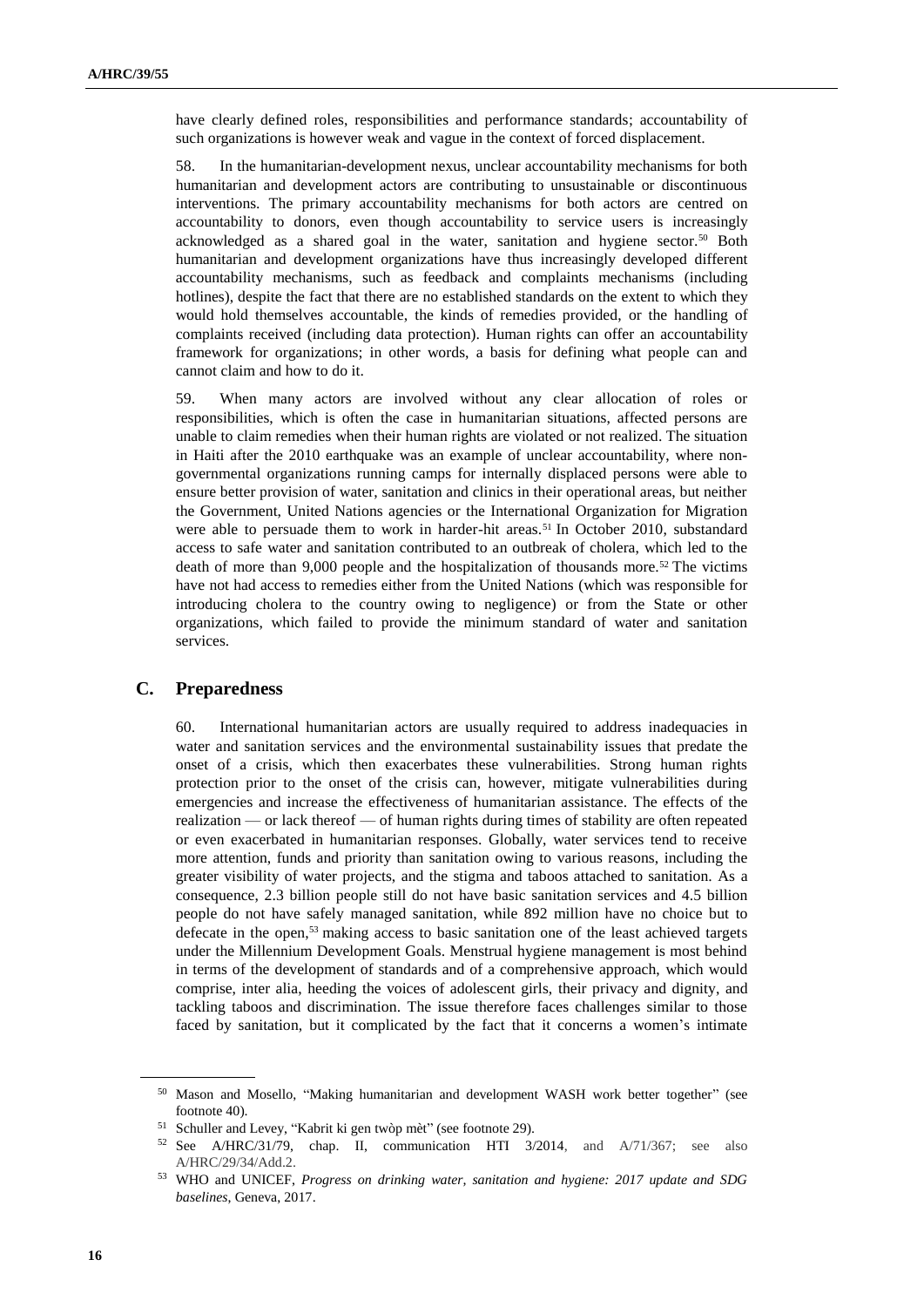have clearly defined roles, responsibilities and performance standards; accountability of such organizations is however weak and vague in the context of forced displacement.

58. In the humanitarian-development nexus, unclear accountability mechanisms for both humanitarian and development actors are contributing to unsustainable or discontinuous interventions. The primary accountability mechanisms for both actors are centred on accountability to donors, even though accountability to service users is increasingly acknowledged as a shared goal in the water, sanitation and hygiene sector.[50] Both humanitarian and development organizations have thus increasingly developed different accountability mechanisms, such as feedback and complaints mechanisms (including hotlines), despite the fact that there are no established standards on the extent to which they would hold themselves accountable, the kinds of remedies provided, or the handling of complaints received (including data protection). Human rights can offer an accountability framework for organizations; in other words, a basis for defining what people can and cannot claim and how to do it.

59. When many actors are involved without any clear allocation of roles or responsibilities, which is often the case in humanitarian situations, affected persons are unable to claim remedies when their human rights are violated or not realized. The situation in Haiti after the 2010 earthquake was an example of unclear accountability, where non-governmental organizations running camps for internally displaced persons were able to ensure better provision of water, sanitation and clinics in their operational areas, but neither the Government, United Nations agencies or the International Organization for Migration were able to persuade them to work in harder-hit areas.[51] In October 2010, substandard access to safe water and sanitation contributed to an outbreak of cholera, which led to the death of more than 9,000 people and the hospitalization of thousands more.[52] The victims have not had access to remedies either from the United Nations (which was responsible for introducing cholera to the country owing to negligence) or from the State or other organizations, which failed to provide the minimum standard of water and sanitation services.

## C. Preparedness

60. International humanitarian actors are usually required to address inadequacies in water and sanitation services and the environmental sustainability issues that predate the onset of a crisis, which then exacerbates these vulnerabilities. Strong human rights protection prior to the onset of the crisis can, however, mitigate vulnerabilities during emergencies and increase the effectiveness of humanitarian assistance. The effects of the realization — or lack thereof — of human rights during times of stability are often repeated or even exacerbated in humanitarian responses. Globally, water services tend to receive more attention, funds and priority than sanitation owing to various reasons, including the greater visibility of water projects, and the stigma and taboos attached to sanitation. As a consequence, 2.3 billion people still do not have basic sanitation services and 4.5 billion people do not have safely managed sanitation, while 892 million have no choice but to defecate in the open,[53] making access to basic sanitation one of the least achieved targets under the Millennium Development Goals. Menstrual hygiene management is most behind in terms of the development of standards and of a comprehensive approach, which would comprise, inter alia, heeding the voices of adolescent girls, their privacy and dignity, and tackling taboos and discrimination. The issue therefore faces challenges similar to those faced by sanitation, but it complicated by the fact that it concerns a women's intimate

---

[50] Mason and Mosello, "Making humanitarian and development WASH work better together" (see footnote 40).

[51] Schuller and Levey, "Kabrit ki gen twòp mèt" (see footnote 29).

[52] See A/HRC/31/79, chap. II, communication HTI 3/2014, and A/71/367; see also A/HRC/29/34/Add.2.

[53] WHO and UNICEF, *Progress on drinking water, sanitation and hygiene: 2017 update and SDG baselines*, Geneva, 2017.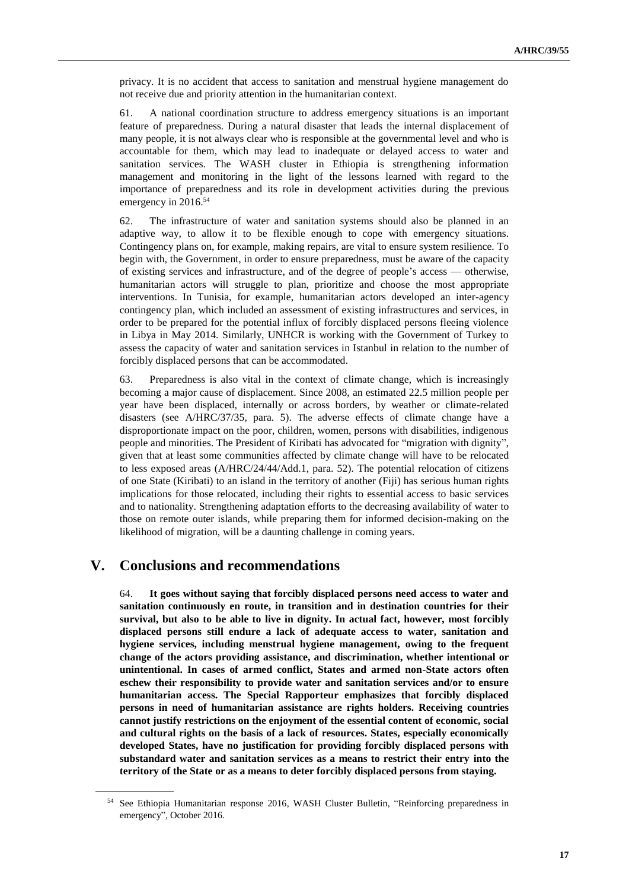privacy. It is no accident that access to sanitation and menstrual hygiene management do not receive due and priority attention in the humanitarian context.

61. A national coordination structure to address emergency situations is an important feature of preparedness. During a natural disaster that leads the internal displacement of many people, it is not always clear who is responsible at the governmental level and who is accountable for them, which may lead to inadequate or delayed access to water and sanitation services. The WASH cluster in Ethiopia is strengthening information management and monitoring in the light of the lessons learned with regard to the importance of preparedness and its role in development activities during the previous emergency in 2016.[54]

62. The infrastructure of water and sanitation systems should also be planned in an adaptive way, to allow it to be flexible enough to cope with emergency situations. Contingency plans on, for example, making repairs, are vital to ensure system resilience. To begin with, the Government, in order to ensure preparedness, must be aware of the capacity of existing services and infrastructure, and of the degree of people's access — otherwise, humanitarian actors will struggle to plan, prioritize and choose the most appropriate interventions. In Tunisia, for example, humanitarian actors developed an inter-agency contingency plan, which included an assessment of existing infrastructures and services, in order to be prepared for the potential influx of forcibly displaced persons fleeing violence in Libya in May 2014. Similarly, UNHCR is working with the Government of Turkey to assess the capacity of water and sanitation services in Istanbul in relation to the number of forcibly displaced persons that can be accommodated.

63. Preparedness is also vital in the context of climate change, which is increasingly becoming a major cause of displacement. Since 2008, an estimated 22.5 million people per year have been displaced, internally or across borders, by weather or climate-related disasters (see A/HRC/37/35, para. 5). The adverse effects of climate change have a disproportionate impact on the poor, children, women, persons with disabilities, indigenous people and minorities. The President of Kiribati has advocated for "migration with dignity", given that at least some communities affected by climate change will have to be relocated to less exposed areas (A/HRC/24/44/Add.1, para. 52). The potential relocation of citizens of one State (Kiribati) to an island in the territory of another (Fiji) has serious human rights implications for those relocated, including their rights to essential access to basic services and to nationality. Strengthening adaptation efforts to the decreasing availability of water to those on remote outer islands, while preparing them for informed decision-making on the likelihood of migration, will be a daunting challenge in coming years.

# V. Conclusions and recommendations

64. **It goes without saying that forcibly displaced persons need access to water and sanitation continuously en route, in transition and in destination countries for their survival, but also to be able to live in dignity. In actual fact, however, most forcibly displaced persons still endure a lack of adequate access to water, sanitation and hygiene services, including menstrual hygiene management, owing to the frequent change of the actors providing assistance, and discrimination, whether intentional or unintentional. In cases of armed conflict, States and armed non-State actors often eschew their responsibility to provide water and sanitation services and/or to ensure humanitarian access. The Special Rapporteur emphasizes that forcibly displaced persons in need of humanitarian assistance are rights holders. Receiving countries cannot justify restrictions on the enjoyment of the essential content of economic, social and cultural rights on the basis of a lack of resources. States, especially economically developed States, have no justification for providing forcibly displaced persons with substandard water and sanitation services as a means to restrict their entry into the territory of the State or as a means to deter forcibly displaced persons from staying.**

---

[54] See Ethiopia Humanitarian response 2016, WASH Cluster Bulletin, "Reinforcing preparedness in emergency", October 2016.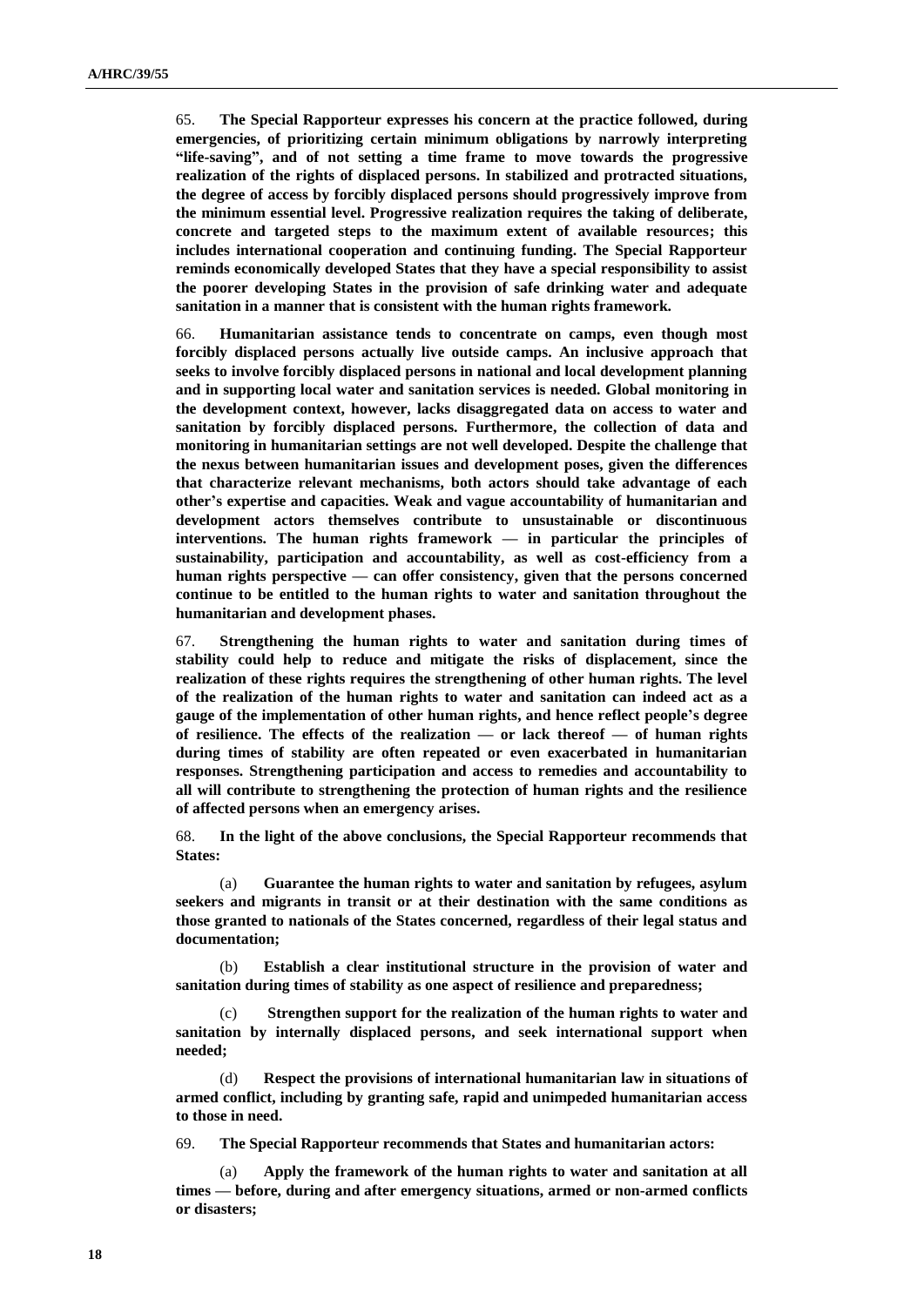65. **The Special Rapporteur expresses his concern at the practice followed, during emergencies, of prioritizing certain minimum obligations by narrowly interpreting "life-saving", and of not setting a time frame to move towards the progressive realization of the rights of displaced persons. In stabilized and protracted situations, the degree of access by forcibly displaced persons should progressively improve from the minimum essential level. Progressive realization requires the taking of deliberate, concrete and targeted steps to the maximum extent of available resources; this includes international cooperation and continuing funding. The Special Rapporteur reminds economically developed States that they have a special responsibility to assist the poorer developing States in the provision of safe drinking water and adequate sanitation in a manner that is consistent with the human rights framework.**

66. **Humanitarian assistance tends to concentrate on camps, even though most forcibly displaced persons actually live outside camps. An inclusive approach that seeks to involve forcibly displaced persons in national and local development planning and in supporting local water and sanitation services is needed. Global monitoring in the development context, however, lacks disaggregated data on access to water and sanitation by forcibly displaced persons. Furthermore, the collection of data and monitoring in humanitarian settings are not well developed. Despite the challenge that the nexus between humanitarian issues and development poses, given the differences that characterize relevant mechanisms, both actors should take advantage of each other's expertise and capacities. Weak and vague accountability of humanitarian and development actors themselves contribute to unsustainable or discontinuous interventions. The human rights framework — in particular the principles of sustainability, participation and accountability, as well as cost-efficiency from a human rights perspective — can offer consistency, given that the persons concerned continue to be entitled to the human rights to water and sanitation throughout the humanitarian and development phases.**

67. **Strengthening the human rights to water and sanitation during times of stability could help to reduce and mitigate the risks of displacement, since the realization of these rights requires the strengthening of other human rights. The level of the realization of the human rights to water and sanitation can indeed act as a gauge of the implementation of other human rights, and hence reflect people's degree of resilience. The effects of the realization — or lack thereof — of human rights during times of stability are often repeated or even exacerbated in humanitarian responses. Strengthening participation and access to remedies and accountability to all will contribute to strengthening the protection of human rights and the resilience of affected persons when an emergency arises.**

68. **In the light of the above conclusions, the Special Rapporteur recommends that States:**

(a) **Guarantee the human rights to water and sanitation by refugees, asylum seekers and migrants in transit or at their destination with the same conditions as those granted to nationals of the States concerned, regardless of their legal status and documentation;**

(b) **Establish a clear institutional structure in the provision of water and sanitation during times of stability as one aspect of resilience and preparedness;**

(c) **Strengthen support for the realization of the human rights to water and sanitation by internally displaced persons, and seek international support when needed;**

(d) **Respect the provisions of international humanitarian law in situations of armed conflict, including by granting safe, rapid and unimpeded humanitarian access to those in need.**

69. **The Special Rapporteur recommends that States and humanitarian actors:**

(a) **Apply the framework of the human rights to water and sanitation at all times — before, during and after emergency situations, armed or non-armed conflicts or disasters;**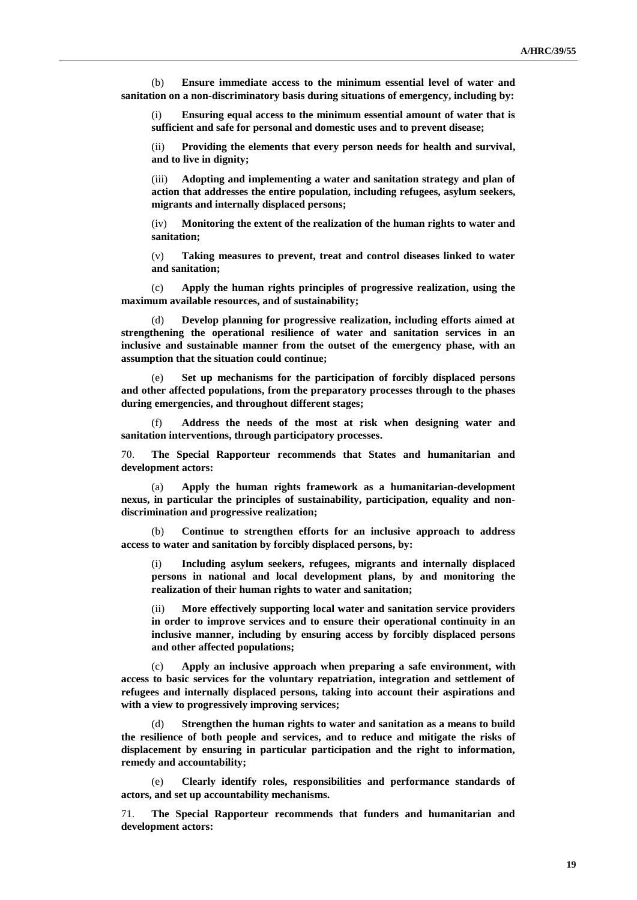(b) **Ensure immediate access to the minimum essential level of water and sanitation on a non-discriminatory basis during situations of emergency, including by:**

(i) **Ensuring equal access to the minimum essential amount of water that is sufficient and safe for personal and domestic uses and to prevent disease;**

(ii) **Providing the elements that every person needs for health and survival, and to live in dignity;**

(iii) **Adopting and implementing a water and sanitation strategy and plan of action that addresses the entire population, including refugees, asylum seekers, migrants and internally displaced persons;**

(iv) **Monitoring the extent of the realization of the human rights to water and sanitation;**

(v) **Taking measures to prevent, treat and control diseases linked to water and sanitation;**

(c) **Apply the human rights principles of progressive realization, using the maximum available resources, and of sustainability;**

(d) **Develop planning for progressive realization, including efforts aimed at strengthening the operational resilience of water and sanitation services in an inclusive and sustainable manner from the outset of the emergency phase, with an assumption that the situation could continue;**

(e) **Set up mechanisms for the participation of forcibly displaced persons and other affected populations, from the preparatory processes through to the phases during emergencies, and throughout different stages;**

(f) **Address the needs of the most at risk when designing water and sanitation interventions, through participatory processes.**

70. **The Special Rapporteur recommends that States and humanitarian and development actors:**

(a) **Apply the human rights framework as a humanitarian-development nexus, in particular the principles of sustainability, participation, equality and non-discrimination and progressive realization;**

(b) **Continue to strengthen efforts for an inclusive approach to address access to water and sanitation by forcibly displaced persons, by:**

(i) **Including asylum seekers, refugees, migrants and internally displaced persons in national and local development plans, by and monitoring the realization of their human rights to water and sanitation;**

(ii) **More effectively supporting local water and sanitation service providers in order to improve services and to ensure their operational continuity in an inclusive manner, including by ensuring access by forcibly displaced persons and other affected populations;**

(c) **Apply an inclusive approach when preparing a safe environment, with access to basic services for the voluntary repatriation, integration and settlement of refugees and internally displaced persons, taking into account their aspirations and with a view to progressively improving services;**

(d) **Strengthen the human rights to water and sanitation as a means to build the resilience of both people and services, and to reduce and mitigate the risks of displacement by ensuring in particular participation and the right to information, remedy and accountability;**

(e) **Clearly identify roles, responsibilities and performance standards of actors, and set up accountability mechanisms.**

71. **The Special Rapporteur recommends that funders and humanitarian and development actors:**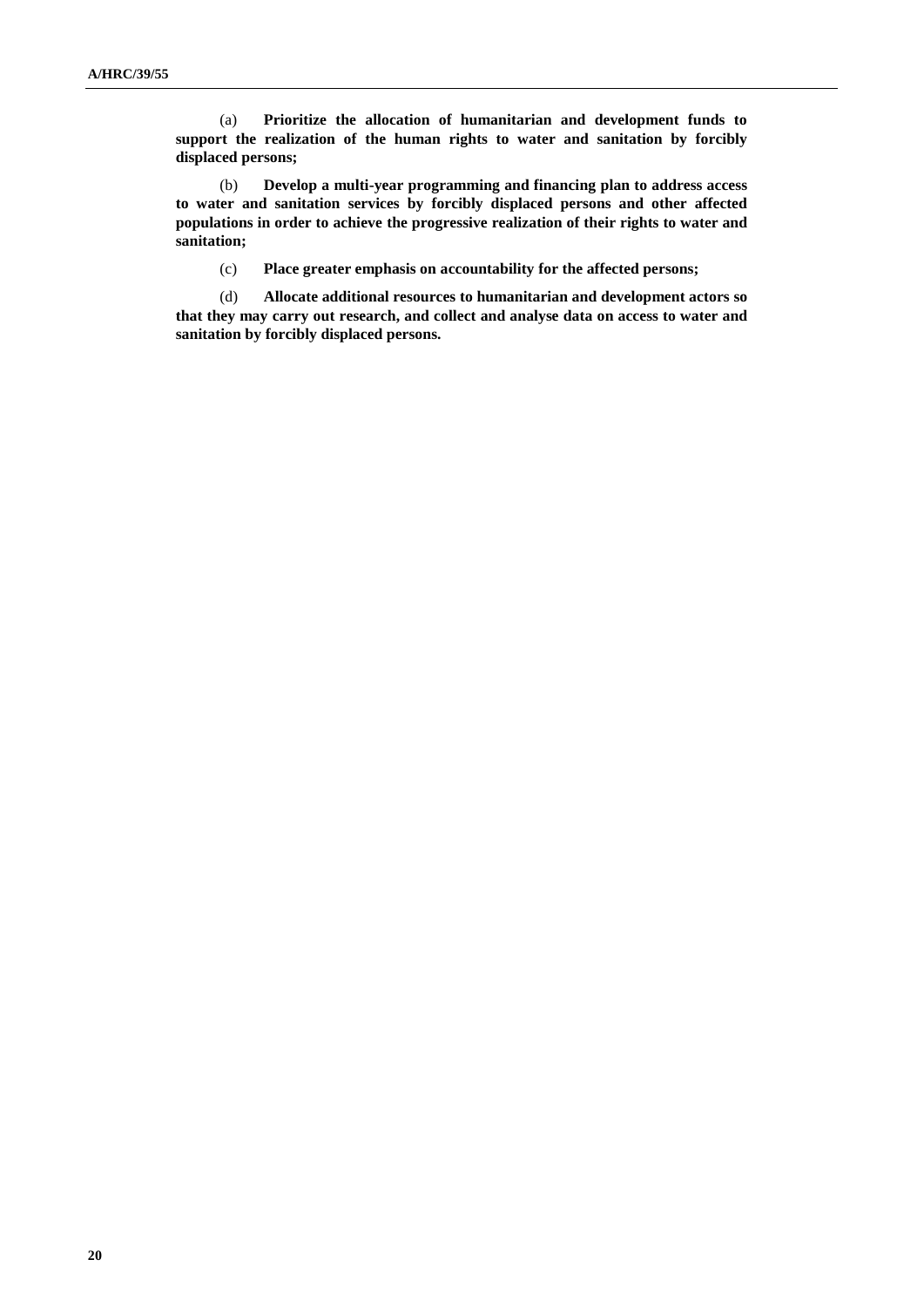(a) **Prioritize the allocation of humanitarian and development funds to support the realization of the human rights to water and sanitation by forcibly displaced persons;**

(b) **Develop a multi-year programming and financing plan to address access to water and sanitation services by forcibly displaced persons and other affected populations in order to achieve the progressive realization of their rights to water and sanitation;**

(c) **Place greater emphasis on accountability for the affected persons;**

(d) **Allocate additional resources to humanitarian and development actors so that they may carry out research, and collect and analyse data on access to water and sanitation by forcibly displaced persons.**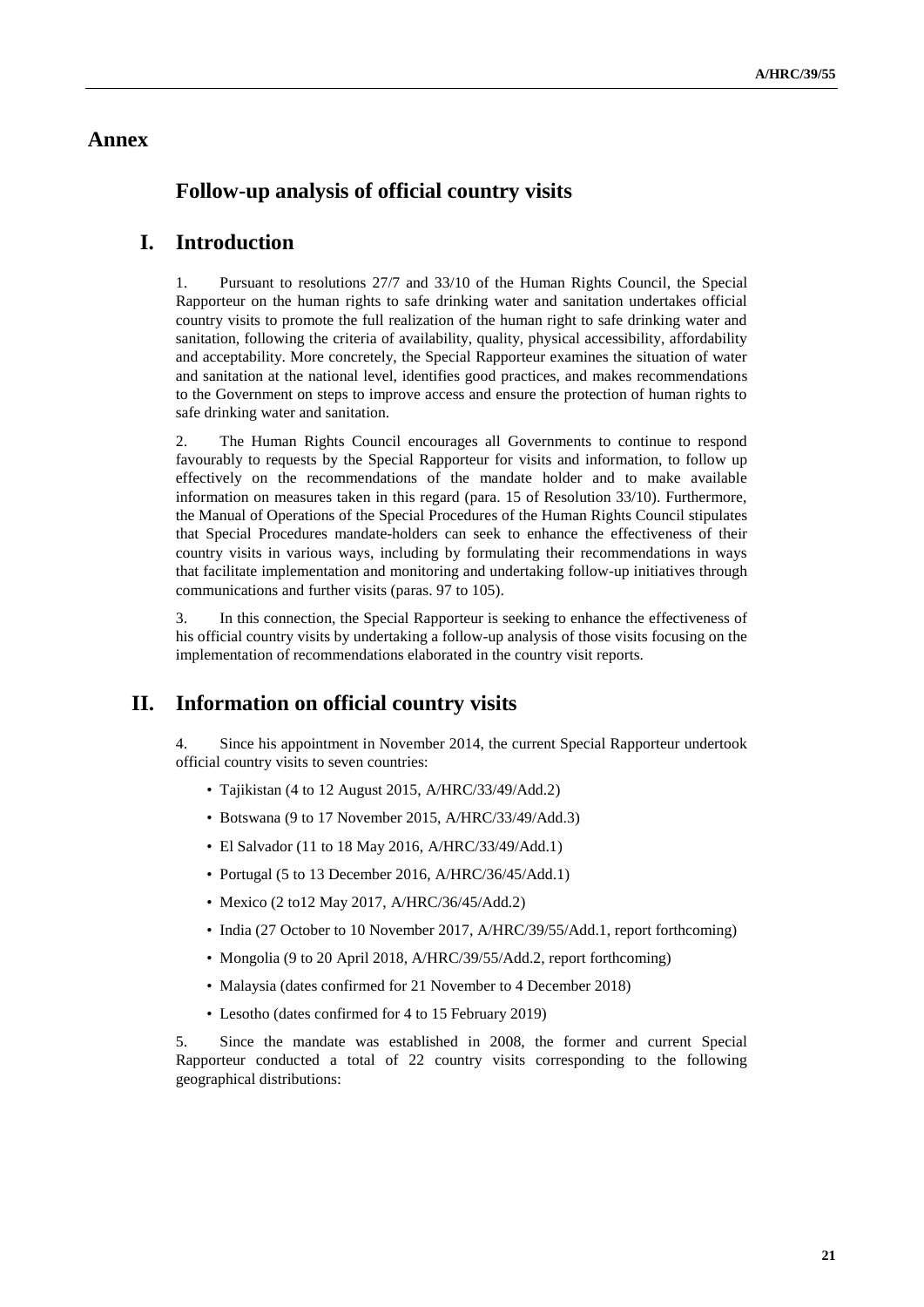# Annex

## Follow-up analysis of official country visits

## I. Introduction

1. Pursuant to resolutions 27/7 and 33/10 of the Human Rights Council, the Special Rapporteur on the human rights to safe drinking water and sanitation undertakes official country visits to promote the full realization of the human right to safe drinking water and sanitation, following the criteria of availability, quality, physical accessibility, affordability and acceptability. More concretely, the Special Rapporteur examines the situation of water and sanitation at the national level, identifies good practices, and makes recommendations to the Government on steps to improve access and ensure the protection of human rights to safe drinking water and sanitation.

2. The Human Rights Council encourages all Governments to continue to respond favourably to requests by the Special Rapporteur for visits and information, to follow up effectively on the recommendations of the mandate holder and to make available information on measures taken in this regard (para. 15 of Resolution 33/10). Furthermore, the Manual of Operations of the Special Procedures of the Human Rights Council stipulates that Special Procedures mandate-holders can seek to enhance the effectiveness of their country visits in various ways, including by formulating their recommendations in ways that facilitate implementation and monitoring and undertaking follow-up initiatives through communications and further visits (paras. 97 to 105).

3. In this connection, the Special Rapporteur is seeking to enhance the effectiveness of his official country visits by undertaking a follow-up analysis of those visits focusing on the implementation of recommendations elaborated in the country visit reports.

## II. Information on official country visits

4. Since his appointment in November 2014, the current Special Rapporteur undertook official country visits to seven countries:

- Tajikistan (4 to 12 August 2015, A/HRC/33/49/Add.2)
- Botswana (9 to 17 November 2015, A/HRC/33/49/Add.3)
- El Salvador (11 to 18 May 2016, A/HRC/33/49/Add.1)
- Portugal (5 to 13 December 2016, A/HRC/36/45/Add.1)
- Mexico (2 to12 May 2017, A/HRC/36/45/Add.2)
- India (27 October to 10 November 2017, A/HRC/39/55/Add.1, report forthcoming)
- Mongolia (9 to 20 April 2018, A/HRC/39/55/Add.2, report forthcoming)
- Malaysia (dates confirmed for 21 November to 4 December 2018)
- Lesotho (dates confirmed for 4 to 15 February 2019)

5. Since the mandate was established in 2008, the former and current Special Rapporteur conducted a total of 22 country visits corresponding to the following geographical distributions: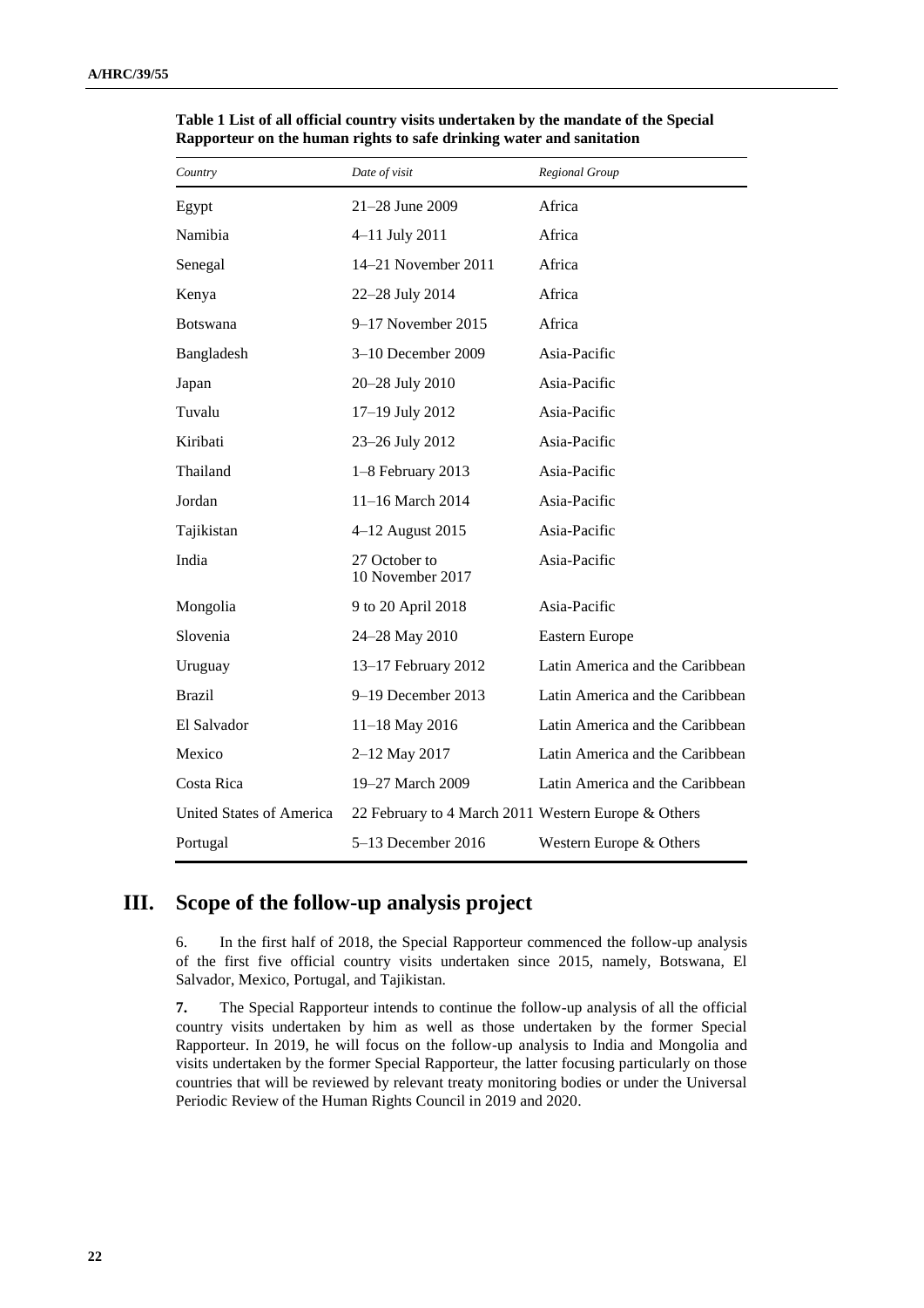**Table 1 List of all official country visits undertaken by the mandate of the Special Rapporteur on the human rights to safe drinking water and sanitation**

| *Country* | *Date of visit* | *Regional Group* |
|---|---|---|
| Egypt | 21–28 June 2009 | Africa |
| Namibia | 4–11 July 2011 | Africa |
| Senegal | 14–21 November 2011 | Africa |
| Kenya | 22–28 July 2014 | Africa |
| Botswana | 9–17 November 2015 | Africa |
| Bangladesh | 3–10 December 2009 | Asia-Pacific |
| Japan | 20–28 July 2010 | Asia-Pacific |
| Tuvalu | 17–19 July 2012 | Asia-Pacific |
| Kiribati | 23–26 July 2012 | Asia-Pacific |
| Thailand | 1–8 February 2013 | Asia-Pacific |
| Jordan | 11–16 March 2014 | Asia-Pacific |
| Tajikistan | 4–12 August 2015 | Asia-Pacific |
| India | 27 October to 10 November 2017 | Asia-Pacific |
| Mongolia | 9 to 20 April 2018 | Asia-Pacific |
| Slovenia | 24–28 May 2010 | Eastern Europe |
| Uruguay | 13–17 February 2012 | Latin America and the Caribbean |
| Brazil | 9–19 December 2013 | Latin America and the Caribbean |
| El Salvador | 11–18 May 2016 | Latin America and the Caribbean |
| Mexico | 2–12 May 2017 | Latin America and the Caribbean |
| Costa Rica | 19–27 March 2009 | Latin America and the Caribbean |
| United States of America | 22 February to 4 March 2011 | Western Europe & Others |
| Portugal | 5–13 December 2016 | Western Europe & Others |

## III. Scope of the follow-up analysis project

6. In the first half of 2018, the Special Rapporteur commenced the follow-up analysis of the first five official country visits undertaken since 2015, namely, Botswana, El Salvador, Mexico, Portugal, and Tajikistan.

**7.** The Special Rapporteur intends to continue the follow-up analysis of all the official country visits undertaken by him as well as those undertaken by the former Special Rapporteur. In 2019, he will focus on the follow-up analysis to India and Mongolia and visits undertaken by the former Special Rapporteur, the latter focusing particularly on those countries that will be reviewed by relevant treaty monitoring bodies or under the Universal Periodic Review of the Human Rights Council in 2019 and 2020.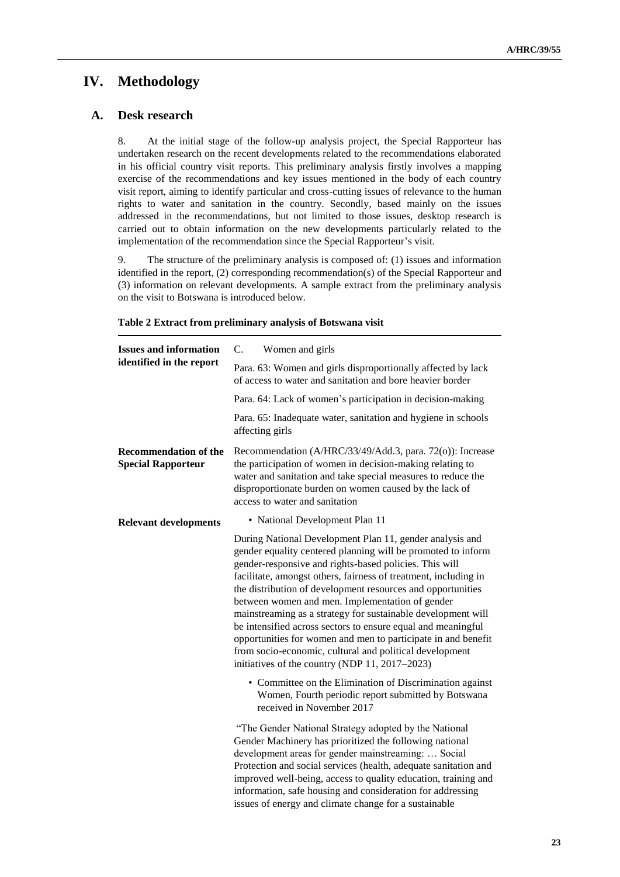# IV. Methodology

## A. Desk research

8. At the initial stage of the follow-up analysis project, the Special Rapporteur has undertaken research on the recent developments related to the recommendations elaborated in his official country visit reports. This preliminary analysis firstly involves a mapping exercise of the recommendations and key issues mentioned in the body of each country visit report, aiming to identify particular and cross-cutting issues of relevance to the human rights to water and sanitation in the country. Secondly, based mainly on the issues addressed in the recommendations, but not limited to those issues, desktop research is carried out to obtain information on the new developments particularly related to the implementation of the recommendation since the Special Rapporteur's visit.

9. The structure of the preliminary analysis is composed of: (1) issues and information identified in the report, (2) corresponding recommendation(s) of the Special Rapporteur and (3) information on relevant developments. A sample extract from the preliminary analysis on the visit to Botswana is introduced below.

**Table 2 Extract from preliminary analysis of Botswana visit**

| | |
|---|---|
| **Issues and information identified in the report** | C. Women and girls<br><br>Para. 63: Women and girls disproportionally affected by lack of access to water and sanitation and bore heavier border<br><br>Para. 64: Lack of women's participation in decision-making<br><br>Para. 65: Inadequate water, sanitation and hygiene in schools affecting girls |
| **Recommendation of the Special Rapporteur** | Recommendation (A/HRC/33/49/Add.3, para. 72(o)): Increase the participation of women in decision-making relating to water and sanitation and take special measures to reduce the disproportionate burden on women caused by the lack of access to water and sanitation |
| **Relevant developments** | • National Development Plan 11<br><br>During National Development Plan 11, gender analysis and gender equality centered planning will be promoted to inform gender-responsive and rights-based policies. This will facilitate, amongst others, fairness of treatment, including in the distribution of development resources and opportunities between women and men. Implementation of gender mainstreaming as a strategy for sustainable development will be intensified across sectors to ensure equal and meaningful opportunities for women and men to participate in and benefit from socio-economic, cultural and political development initiatives of the country (NDP 11, 2017–2023)<br><br>• Committee on the Elimination of Discrimination against Women, Fourth periodic report submitted by Botswana received in November 2017<br><br>"The Gender National Strategy adopted by the National Gender Machinery has prioritized the following national development areas for gender mainstreaming: … Social Protection and social services (health, adequate sanitation and improved well-being, access to quality education, training and information, safe housing and consideration for addressing issues of energy and climate change for a sustainable |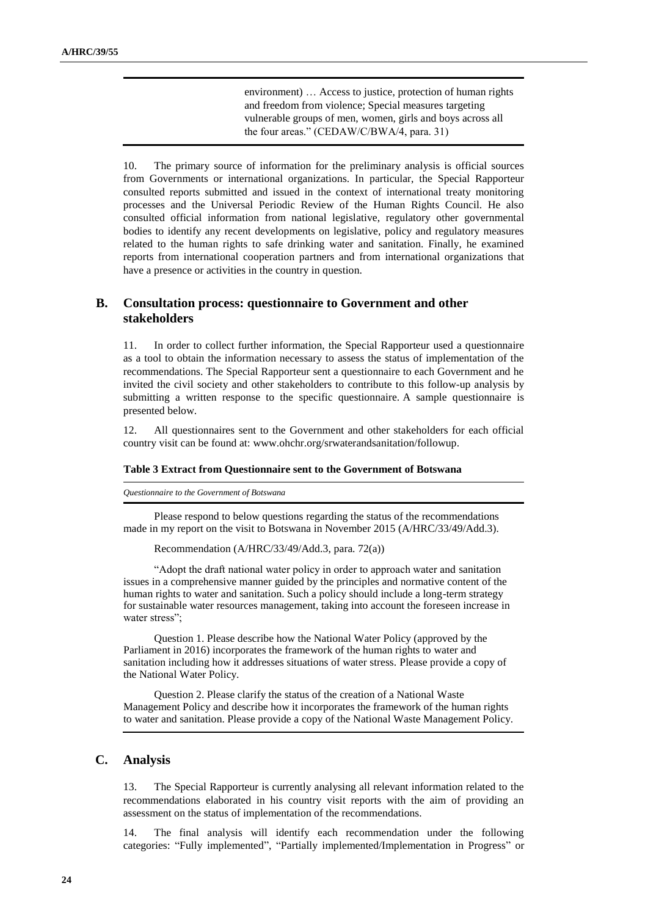> environment) … Access to justice, protection of human rights and freedom from violence; Special measures targeting vulnerable groups of men, women, girls and boys across all the four areas." (CEDAW/C/BWA/4, para. 31)

10. The primary source of information for the preliminary analysis is official sources from Governments or international organizations. In particular, the Special Rapporteur consulted reports submitted and issued in the context of international treaty monitoring processes and the Universal Periodic Review of the Human Rights Council. He also consulted official information from national legislative, regulatory other governmental bodies to identify any recent developments on legislative, policy and regulatory measures related to the human rights to safe drinking water and sanitation. Finally, he examined reports from international cooperation partners and from international organizations that have a presence or activities in the country in question.

## B. Consultation process: questionnaire to Government and other stakeholders

11. In order to collect further information, the Special Rapporteur used a questionnaire as a tool to obtain the information necessary to assess the status of implementation of the recommendations. The Special Rapporteur sent a questionnaire to each Government and he invited the civil society and other stakeholders to contribute to this follow-up analysis by submitting a written response to the specific questionnaire. A sample questionnaire is presented below.

12. All questionnaires sent to the Government and other stakeholders for each official country visit can be found at: www.ohchr.org/srwaterandsanitation/followup.

**Table 3 Extract from Questionnaire sent to the Government of Botswana**

*Questionnaire to the Government of Botswana*

Please respond to below questions regarding the status of the recommendations made in my report on the visit to Botswana in November 2015 (A/HRC/33/49/Add.3).

Recommendation (A/HRC/33/49/Add.3, para. 72(a))

"Adopt the draft national water policy in order to approach water and sanitation issues in a comprehensive manner guided by the principles and normative content of the human rights to water and sanitation. Such a policy should include a long-term strategy for sustainable water resources management, taking into account the foreseen increase in water stress";

Question 1. Please describe how the National Water Policy (approved by the Parliament in 2016) incorporates the framework of the human rights to water and sanitation including how it addresses situations of water stress. Please provide a copy of the National Water Policy.

Question 2. Please clarify the status of the creation of a National Waste Management Policy and describe how it incorporates the framework of the human rights to water and sanitation. Please provide a copy of the National Waste Management Policy.

## C. Analysis

13. The Special Rapporteur is currently analysing all relevant information related to the recommendations elaborated in his country visit reports with the aim of providing an assessment on the status of implementation of the recommendations.

14. The final analysis will identify each recommendation under the following categories: "Fully implemented", "Partially implemented/Implementation in Progress" or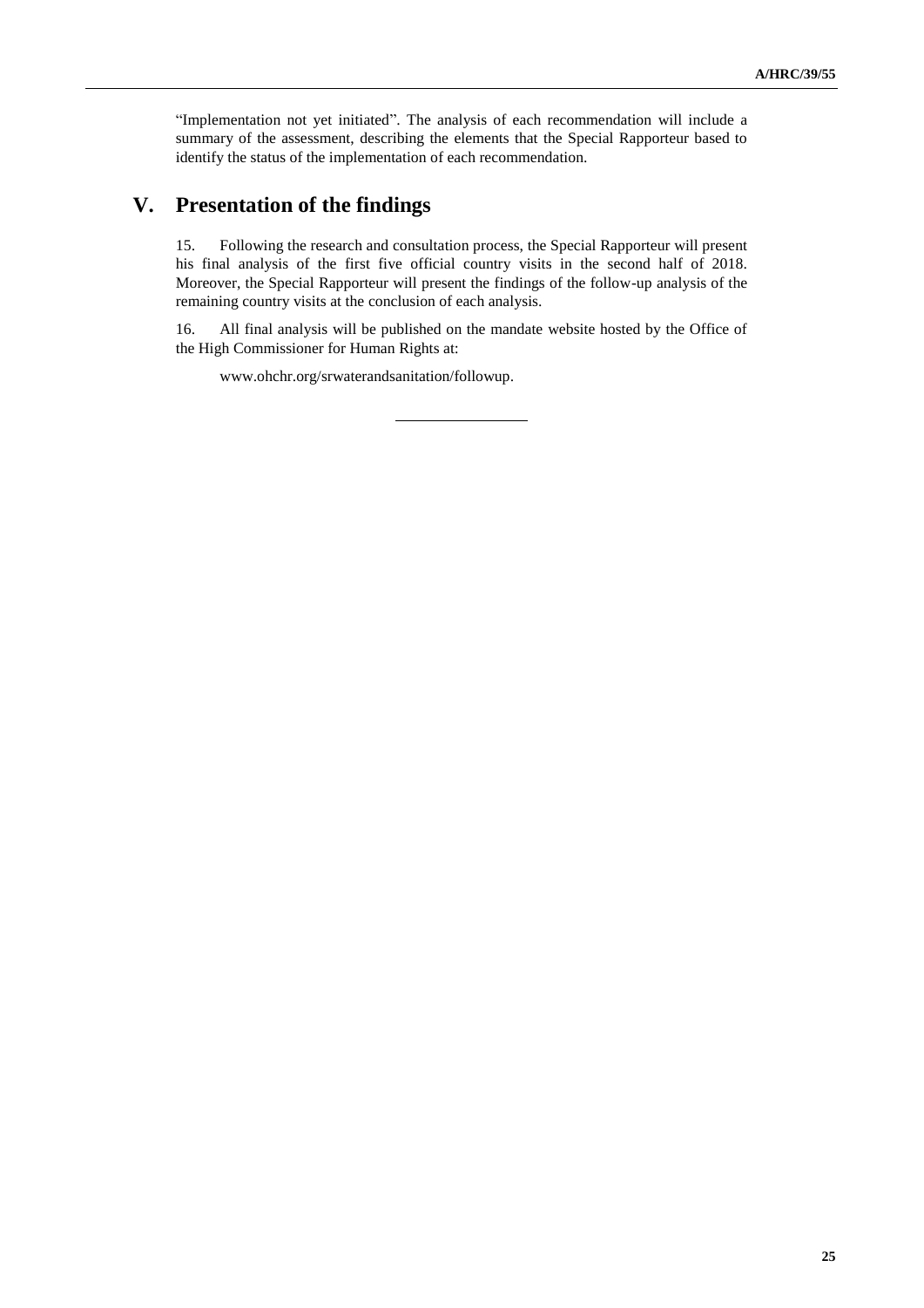"Implementation not yet initiated". The analysis of each recommendation will include a summary of the assessment, describing the elements that the Special Rapporteur based to identify the status of the implementation of each recommendation.

## V. Presentation of the findings

15. Following the research and consultation process, the Special Rapporteur will present his final analysis of the first five official country visits in the second half of 2018. Moreover, the Special Rapporteur will present the findings of the follow-up analysis of the remaining country visits at the conclusion of each analysis.

16. All final analysis will be published on the mandate website hosted by the Office of the High Commissioner for Human Rights at:

www.ohchr.org/srwaterandsanitation/followup.